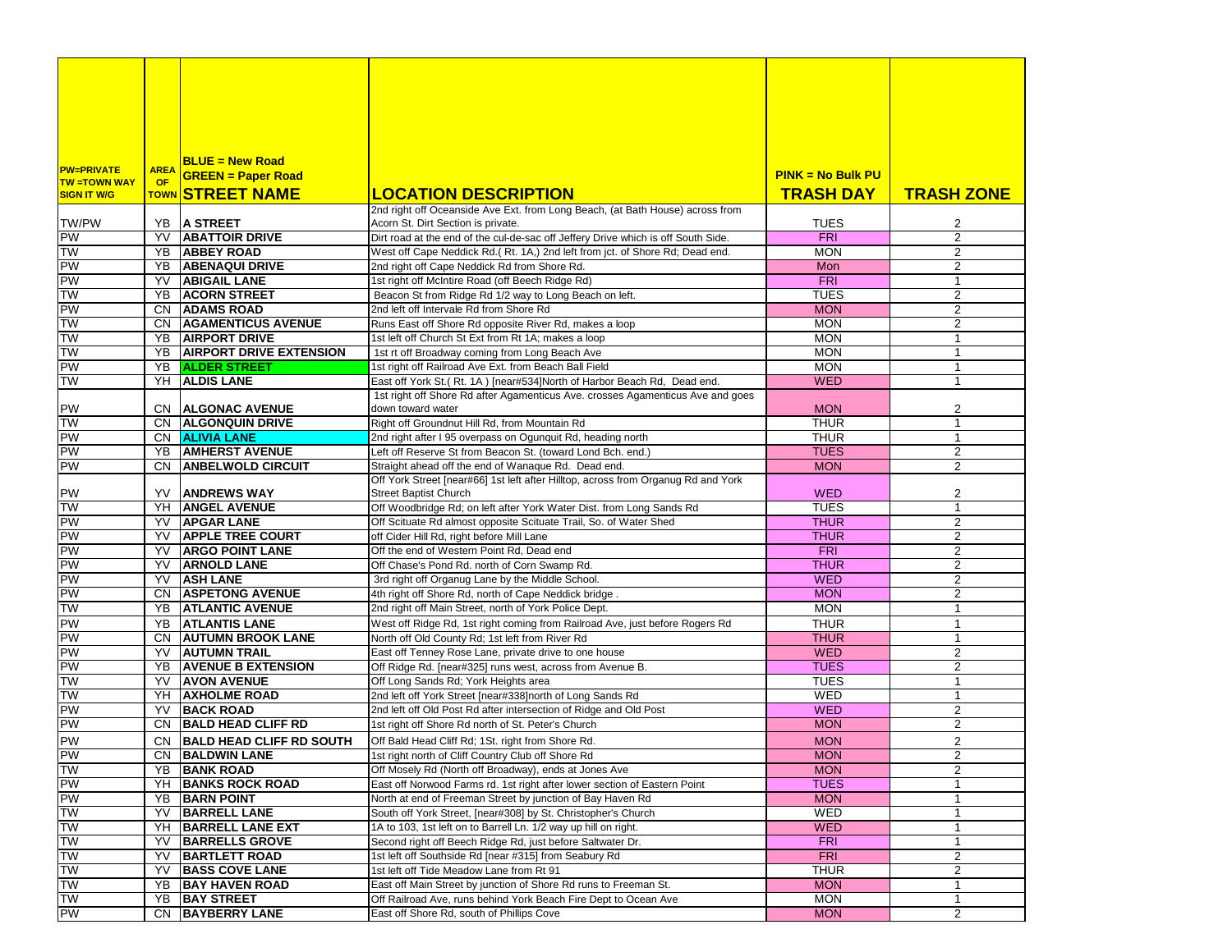| PW=PRIVATE TW =TOWN WAY SIGN IT W/G | AREA OF TOWN | BLUE = New Road GREEN = Paper Road STREET NAME | LOCATION DESCRIPTION | PINK = No Bulk PU TRASH DAY | TRASH ZONE |
|---|---|---|---|---|---|
| TW/PW | YB | A STREET | 2nd right off Oceanside Ave Ext. from Long Beach, (at Bath House) across from Acorn St. Dirt Section is private. | TUES | 2 |
| PW | YV | ABATTOIR DRIVE | Dirt road at the end of the cul-de-sac off Jeffery Drive which is off South Side. | FRI | 2 |
| TW | YB | ABBEY ROAD | West off Cape Neddick Rd.( Rt. 1A,) 2nd left from jct. of Shore Rd; Dead end. | MON | 2 |
| PW | YB | ABENAQUI DRIVE | 2nd right off Cape Neddick Rd from Shore Rd. | Mon | 2 |
| PW | YV | ABIGAIL LANE | 1st right off McIntire Road (off Beech Ridge Rd) | FRI | 1 |
| TW | YB | ACORN STREET | Beacon St from Ridge Rd 1/2 way to Long Beach on left. | TUES | 2 |
| PW | CN | ADAMS ROAD | 2nd left off Intervale Rd from Shore Rd | MON | 2 |
| TW | CN | AGAMENTICUS AVENUE | Runs East off Shore Rd opposite River Rd, makes a loop | MON | 2 |
| TW | YB | AIRPORT DRIVE | 1st left off Church St Ext from Rt 1A; makes a loop | MON | 1 |
| TW | YB | AIRPORT DRIVE EXTENSION | 1st rt off Broadway coming from Long Beach Ave | MON | 1 |
| PW | YB | ALDER STREET | 1st right off Railroad Ave Ext. from Beach Ball Field | MON | 1 |
| TW | YH | ALDIS LANE | East off York St.( Rt. 1A ) [near#534]North of Harbor Beach Rd, Dead end. | WED | 1 |
| PW | CN | ALGONAC AVENUE | 1st right off Shore Rd after Agamenticus Ave. crosses Agamenticus Ave and goes down toward water | MON | 2 |
| TW | CN | ALGONQUIN DRIVE | Right off Groundnut Hill Rd, from Mountain Rd | THUR | 1 |
| PW | CN | ALIVIA LANE | 2nd right after I 95 overpass on Ogunquit Rd, heading north | THUR | 1 |
| PW | YB | AMHERST AVENUE | Left off Reserve St from Beacon St. (toward Lond Bch. end.) | TUES | 2 |
| PW | CN | ANBELWOLD CIRCUIT | Straight ahead off the end of Wanaque Rd. Dead end. | MON | 2 |
| PW | YV | ANDREWS WAY | Off York Street [near#66] 1st left after Hilltop, across from Organug Rd and York Street Baptist Church | WED | 2 |
| TW | YH | ANGEL AVENUE | Off Woodbridge Rd; on left after York Water Dist. from Long Sands Rd | TUES | 1 |
| PW | YV | APGAR LANE | Off Scituate Rd almost opposite Scituate Trail, So. of Water Shed | THUR | 2 |
| PW | YV | APPLE TREE COURT | off Cider Hill Rd, right before Mill Lane | THUR | 2 |
| PW | YV | ARGO POINT LANE | Off the end of Western Point Rd, Dead end | FRI | 2 |
| PW | YV | ARNOLD LANE | Off Chase's Pond Rd. north of Corn Swamp Rd. | THUR | 2 |
| PW | YV | ASH LANE | 3rd right off Organug Lane by the Middle School. | WED | 2 |
| PW | CN | ASPETONG AVENUE | 4th right off Shore Rd, north of Cape Neddick bridge . | MON | 2 |
| TW | YB | ATLANTIC AVENUE | 2nd right off Main Street, north of York Police Dept. | MON | 1 |
| PW | YB | ATLANTIS LANE | West off Ridge Rd, 1st right coming from Railroad Ave, just before Rogers Rd | THUR | 1 |
| PW | CN | AUTUMN BROOK LANE | North off Old County Rd; 1st left from River Rd | THUR | 1 |
| PW | YV | AUTUMN TRAIL | East off Tenney Rose Lane, private drive to one house | WED | 2 |
| PW | YB | AVENUE B EXTENSION | Off Ridge Rd. [near#325] runs west, across from Avenue B. | TUES | 2 |
| TW | YV | AVON AVENUE | Off Long Sands Rd; York Heights area | TUES | 1 |
| TW | YH | AXHOLME ROAD | 2nd left off York Street [near#338]north of Long Sands Rd | WED | 1 |
| PW | YV | BACK ROAD | 2nd left off Old Post Rd after intersection of Ridge and Old Post | WED | 2 |
| PW | CN | BALD HEAD CLIFF RD | 1st right off Shore Rd north of St. Peter's Church | MON | 2 |
| PW | CN | BALD HEAD CLIFF RD SOUTH | Off Bald Head Cliff Rd; 1St. right from Shore Rd. | MON | 2 |
| PW | CN | BALDWIN LANE | 1st right north of Cliff Country Club off Shore Rd | MON | 2 |
| TW | YB | BANK ROAD | Off Mosely Rd (North off Broadway), ends at Jones Ave | MON | 2 |
| PW | YH | BANKS ROCK ROAD | East off Norwood Farms rd. 1st right after lower section of Eastern Point | TUES | 1 |
| PW | YB | BARN POINT | North at end of Freeman Street by junction of Bay Haven Rd | MON | 1 |
| TW | YV | BARRELL LANE | South off York Street, [near#308] by St. Christopher's Church | WED | 1 |
| TW | YH | BARRELL LANE EXT | 1A to 103, 1st left on to Barrell Ln. 1/2 way up hill on right. | WED | 1 |
| TW | YV | BARRELLS GROVE | Second right off Beech Ridge Rd, just before Saltwater Dr. | FRI | 1 |
| TW | YV | BARTLETT ROAD | 1st left off Southside Rd [near #315] from Seabury Rd | FRI | 2 |
| TW | YV | BASS COVE LANE | 1st left off Tide Meadow Lane from Rt 91 | THUR | 2 |
| TW | YB | BAY HAVEN ROAD | East off Main Street by junction of Shore Rd runs to Freeman St. | MON | 1 |
| TW | YB | BAY STREET | Off Railroad Ave, runs behind York Beach Fire Dept to Ocean Ave | MON | 1 |
| PW | CN | BAYBERRY LANE | East off Shore Rd, south of Phillips Cove | MON | 2 |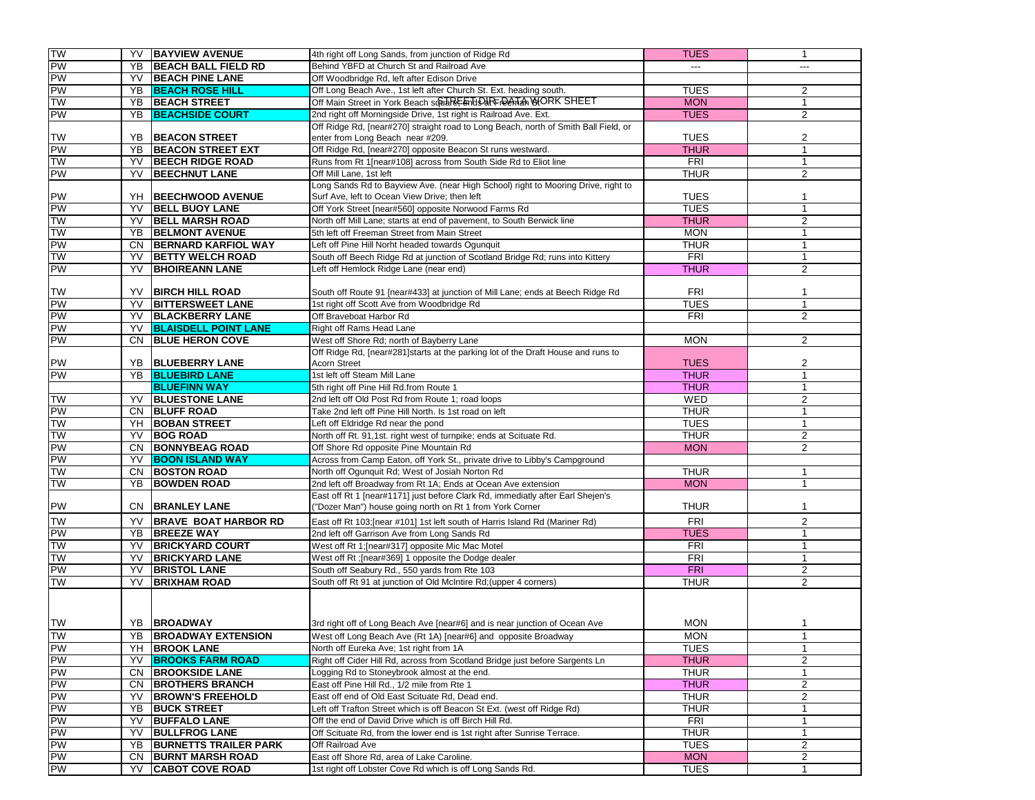| | | | | | |
|---|---|---|---|---|---|
| TW | YV | **BAYVIEW AVENUE** | 4th right off Long Sands, from junction of Ridge Rd | TUES | 1 |
| PW | YB | **BEACH BALL FIELD RD** | Behind YBFD at Church St and Railroad Ave | --- | --- |
| PW | YV | **BEACH PINE LANE** | Off Woodbridge Rd, left after Edison Drive | | |
| PW | YB | **BEACH ROSE HILL** | Off Long Beach Ave., 1st left after Church St. Ext. heading south. | TUES | 2 |
| TW | YB | **BEACH STREET** | Off Main Street in York Beach square, ends at Freeman St | MON | 1 |
| PW | YB | **BEACHSIDE COURT** | 2nd right off Morningside Drive, 1st right is Railroad Ave. Ext. | TUES | 2 |
| TW | YB | **BEACON STREET** | Off Ridge Rd, [near#270] straight road to Long Beach, north of Smith Ball Field, or enter from Long Beach near #209. | TUES | 2 |
| PW | YB | **BEACON STREET EXT** | Off Ridge Rd, [near#270] opposite Beacon St runs westward. | THUR | 1 |
| TW | YV | **BEECH RIDGE ROAD** | Runs from Rt 1[near#108] across from South Side Rd to Eliot line | FRI | 1 |
| PW | YV | **BEECHNUT LANE** | Off Mill Lane, 1st left | THUR | 2 |
| PW | YH | **BEECHWOOD AVENUE** | Long Sands Rd to Bayview Ave. (near High School) right to Mooring Drive, right to Surf Ave, left to Ocean View Drive; then left | TUES | 1 |
| PW | YV | **BELL BUOY LANE** | Off York Street [near#560] opposite Norwood Farms Rd | TUES | 1 |
| TW | YV | **BELL MARSH ROAD** | North off Mill Lane; starts at end of pavement, to South Berwick line | THUR | 2 |
| TW | YB | **BELMONT AVENUE** | 5th left off Freeman Street from Main Street | MON | 1 |
| PW | CN | **BERNARD KARFIOL WAY** | Left off Pine Hill Norht headed towards Ogunquit | THUR | 1 |
| TW | YV | **BETTY WELCH ROAD** | South off Beech Ridge Rd at junction of Scotland Bridge Rd; runs into Kittery | FRI | 1 |
| PW | YV | **BHOIREANN LANE** | Left off Hemlock Ridge Lane (near end) | THUR | 2 |
| TW | YV | **BIRCH HILL ROAD** | South off Route 91 [near#433] at junction of Mill Lane; ends at Beech Ridge Rd | FRI | 1 |
| PW | YV | **BITTERSWEET LANE** | 1st right off Scott Ave from Woodbridge Rd | TUES | 1 |
| PW | YV | **BLACKBERRY LANE** | Off Braveboat Harbor Rd | FRI | 2 |
| PW | YV | **BLAISDELL POINT LANE** | Right off Rams Head Lane | | |
| PW | CN | **BLUE HERON COVE** | West off Shore Rd; north of Bayberry Lane | MON | 2 |
| PW | YB | **BLUEBERRY LANE** | Off Ridge Rd, [near#281]starts at the parking lot of the Draft House and runs to Acorn Street | TUES | 2 |
| PW | YB | **BLUEBIRD LANE** | 1st left off Steam Mill Lane | THUR | 1 |
| | | **BLUEFINN WAY** | 5th right off Pine Hill Rd.from Route 1 | THUR | 1 |
| TW | YV | **BLUESTONE LANE** | 2nd left off Old Post Rd from Route 1; road loops | WED | 2 |
| PW | CN | **BLUFF ROAD** | Take 2nd left off Pine Hill North. Is 1st road on left | THUR | 1 |
| TW | YH | **BOBAN STREET** | Left off Eldridge Rd near the pond | TUES | 1 |
| TW | YV | **BOG ROAD** | North off Rt. 91,1st. right west of turnpike; ends at Scituate Rd. | THUR | 2 |
| PW | CN | **BONNYBEAG ROAD** | Off Shore Rd opposite Pine Mountain Rd | MON | 2 |
| PW | YV | **BOON ISLAND WAY** | Across from Camp Eaton, off York St., private drive to Libby's Campground | | |
| TW | CN | **BOSTON ROAD** | North off Ogunquit Rd; West of Josiah Norton Rd | THUR | 1 |
| TW | YB | **BOWDEN ROAD** | 2nd left off Broadway from Rt 1A; Ends at Ocean Ave extension | MON | 1 |
| PW | CN | **BRANLEY LANE** | East off Rt 1 [near#1171] just before Clark Rd, immediatly after Earl Shejen's ("Dozer Man") house going north on Rt 1 from York Corner | THUR | 1 |
| TW | YV | **BRAVE BOAT HARBOR RD** | East off Rt 103;[near #101] 1st left south of Harris Island Rd (Mariner Rd) | FRI | 2 |
| PW | YB | **BREEZE WAY** | 2nd left off Garrison Ave from Long Sands Rd | TUES | 1 |
| TW | YV | **BRICKYARD COURT** | West off Rt 1;[near#317] opposite Mic Mac Motel | FRI | 1 |
| TW | YV | **BRICKYARD LANE** | West off Rt ;[near#369] 1 opposite the Dodge dealer | FRI | 1 |
| PW | YV | **BRISTOL LANE** | South off Seabury Rd., 550 yards from Rte 103 | FRI | 2 |
| TW | YV | **BRIXHAM ROAD** | South off Rt 91 at junction of Old McIntire Rd;(upper 4 corners) | THUR | 2 |
| TW | YB | **BROADWAY** | 3rd right off of Long Beach Ave [near#6] and is near junction of Ocean Ave | MON | 1 |
| TW | YB | **BROADWAY EXTENSION** | West off Long Beach Ave (Rt 1A) [near#6] and opposite Broadway | MON | 1 |
| PW | YH | **BROOK LANE** | North off Eureka Ave; 1st right from 1A | TUES | 1 |
| PW | YV | **BROOKS FARM ROAD** | Right off Cider Hill Rd, across from Scotland Bridge just before Sargents Ln | THUR | 2 |
| PW | CN | **BROOKSIDE LANE** | Logging Rd to Stoneybrook almost at the end. | THUR | 1 |
| PW | CN | **BROTHERS BRANCH** | East off Pine Hill Rd., 1/2 mile from Rte 1 | THUR | 2 |
| PW | YV | **BROWN'S FREEHOLD** | East off end of Old East Scituate Rd, Dead end. | THUR | 2 |
| PW | YB | **BUCK STREET** | Left off Trafton Street which is off Beacon St Ext. (west off Ridge Rd) | THUR | 1 |
| PW | YV | **BUFFALO LANE** | Off the end of David Drive which is off Birch Hill Rd. | FRI | 1 |
| PW | YV | **BULLFROG LANE** | Off Scituate Rd, from the lower end is 1st right after Sunrise Terrace. | THUR | 1 |
| PW | YB | **BURNETTS TRAILER PARK** | Off Railroad Ave | TUES | 2 |
| PW | CN | **BURNT MARSH ROAD** | East off Shore Rd, area of Lake Caroline. | MON | 2 |
| PW | YV | **CABOT COVE ROAD** | 1st right off Lobster Cove Rd which is off Long Sands Rd. | TUES | 1 |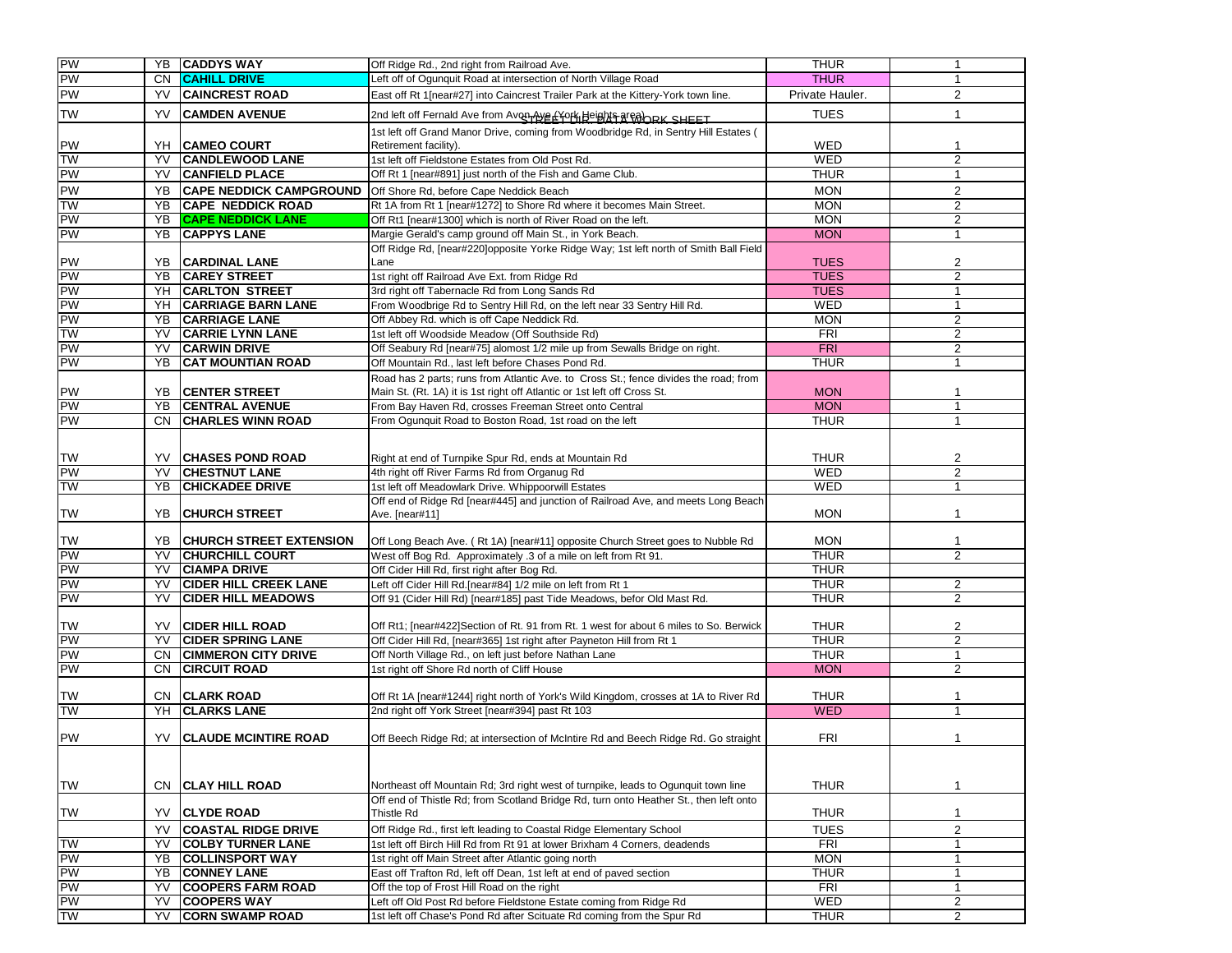| | | | | | |
|---|---|---|---|---|---|
| PW | YB | **CADDYS WAY** | Off Ridge Rd., 2nd right from Railroad Ave. | THUR | 1 |
| PW | CN | **CAHILL DRIVE** | Left off of Ogunquit Road at intersection of North Village Road | THUR | 1 |
| PW | YV | **CAINCREST ROAD** | East off Rt 1[near#27] into Caincrest Trailer Park at the Kittery-York town line. | Private Hauler. | 2 |
| TW | YV | **CAMDEN AVENUE** | 2nd left off Fernald Ave from Avon Ave (York Heights area) | TUES | 1 |
| PW | YH | **CAMEO COURT** | 1st left off Grand Manor Drive, coming from Woodbridge Rd, in Sentry Hill Estates ( Retirement facility). | WED | 1 |
| TW | YV | **CANDLEWOOD LANE** | 1st left off Fieldstone Estates from Old Post Rd. | WED | 2 |
| PW | YV | **CANFIELD PLACE** | Off Rt 1 [near#891] just north of the Fish and Game Club. | THUR | 1 |
| PW | YB | **CAPE NEDDICK CAMPGROUND** | Off Shore Rd, before Cape Neddick Beach | MON | 2 |
| TW | YB | **CAPE NEDDICK ROAD** | Rt 1A from Rt 1 [near#1272] to Shore Rd where it becomes Main Street. | MON | 2 |
| PW | YB | **CAPE NEDDICK LANE** | Off Rt1 [near#1300] which is north of River Road on the left. | MON | 2 |
| PW | YB | **CAPPYS LANE** | Margie Gerald's camp ground off Main St., in York Beach. | MON | 1 |
| PW | YB | **CARDINAL LANE** | Off Ridge Rd, [near#220]opposite Yorke Ridge Way; 1st left north of Smith Ball Field Lane | TUES | 2 |
| PW | YB | **CAREY STREET** | 1st right off Railroad Ave Ext. from Ridge Rd | TUES | 2 |
| PW | YH | **CARLTON STREET** | 3rd right off Tabernacle Rd from Long Sands Rd | TUES | 1 |
| PW | YH | **CARRIAGE BARN LANE** | From Woodbrige Rd to Sentry Hill Rd, on the left near 33 Sentry Hill Rd. | WED | 1 |
| PW | YB | **CARRIAGE LANE** | Off Abbey Rd. which is off Cape Neddick Rd. | MON | 2 |
| TW | YV | **CARRIE LYNN LANE** | 1st left off Woodside Meadow (Off Southside Rd) | FRI | 2 |
| PW | YV | **CARWIN DRIVE** | Off Seabury Rd [near#75] alomost 1/2 mile up from Sewalls Bridge on right. | FRI | 2 |
| PW | YB | **CAT MOUNTIAN ROAD** | Off Mountain Rd., last left before Chases Pond Rd. | THUR | 1 |
| PW | YB | **CENTER STREET** | Road has 2 parts; runs from Atlantic Ave. to Cross St.; fence divides the road; from Main St. (Rt. 1A) it is 1st right off Atlantic or 1st left off Cross St. | MON | 1 |
| PW | YB | **CENTRAL AVENUE** | From Bay Haven Rd, crosses Freeman Street onto Central | MON | 1 |
| PW | CN | **CHARLES WINN ROAD** | From Ogunquit Road to Boston Road, 1st road on the left | THUR | 1 |
| TW | YV | **CHASES POND ROAD** | Right at end of Turnpike Spur Rd, ends at Mountain Rd | THUR | 2 |
| PW | YV | **CHESTNUT LANE** | 4th right off River Farms Rd from Organug Rd | WED | 2 |
| TW | YB | **CHICKADEE DRIVE** | 1st left off Meadowlark Drive. Whippoorwill Estates | WED | 1 |
| TW | YB | **CHURCH STREET** | Off end of Ridge Rd [near#445] and junction of Railroad Ave, and meets Long Beach Ave. [near#11] | MON | 1 |
| TW | YB | **CHURCH STREET EXTENSION** | Off Long Beach Ave. ( Rt 1A) [near#11] opposite Church Street goes to Nubble Rd | MON | 1 |
| PW | YV | **CHURCHILL COURT** | West off Bog Rd. Approximately .3 of a mile on left from Rt 91. | THUR | 2 |
| PW | YV | **CIAMPA DRIVE** | Off Cider Hill Rd, first right after Bog Rd. | THUR | |
| PW | YV | **CIDER HILL CREEK LANE** | Left off Cider Hill Rd.[near#84] 1/2 mile on left from Rt 1 | THUR | 2 |
| PW | YV | **CIDER HILL MEADOWS** | Off 91 (Cider Hill Rd) [near#185] past Tide Meadows, befor Old Mast Rd. | THUR | 2 |
| TW | YV | **CIDER HILL ROAD** | Off Rt1; [near#422]Section of Rt. 91 from Rt. 1 west for about 6 miles to So. Berwick | THUR | 2 |
| PW | YV | **CIDER SPRING LANE** | Off Cider Hill Rd, [near#365] 1st right after Payneton Hill from Rt 1 | THUR | 2 |
| PW | CN | **CIMMERON CITY DRIVE** | Off North Village Rd., on left just before Nathan Lane | THUR | 1 |
| PW | CN | **CIRCUIT ROAD** | 1st right off Shore Rd north of Cliff House | MON | 2 |
| TW | CN | **CLARK ROAD** | Off Rt 1A [near#1244] right north of York's Wild Kingdom, crosses at 1A to River Rd | THUR | 1 |
| TW | YH | **CLARKS LANE** | 2nd right off York Street [near#394] past Rt 103 | WED | 1 |
| PW | YV | **CLAUDE MCINTIRE ROAD** | Off Beech Ridge Rd; at intersection of McIntire Rd and Beech Ridge Rd. Go straight | FRI | 1 |
| TW | CN | **CLAY HILL ROAD** | Northeast off Mountain Rd; 3rd right west of turnpike, leads to Ogunquit town line | THUR | 1 |
| TW | YV | **CLYDE ROAD** | Off end of Thistle Rd; from Scotland Bridge Rd, turn onto Heather St., then left onto Thistle Rd | THUR | 1 |
| | YV | **COASTAL RIDGE DRIVE** | Off Ridge Rd., first left leading to Coastal Ridge Elementary School | TUES | 2 |
| TW | YV | **COLBY TURNER LANE** | 1st left off Birch Hill Rd from Rt 91 at lower Brixham 4 Corners, deadends | FRI | 1 |
| PW | YB | **COLLINSPORT WAY** | 1st right off Main Street after Atlantic going north | MON | 1 |
| PW | YB | **CONNEY LANE** | East off Trafton Rd, left off Dean, 1st left at end of paved section | THUR | 1 |
| PW | YV | **COOPERS FARM ROAD** | Off the top of Frost Hill Road on the right | FRI | 1 |
| PW | YV | **COOPERS WAY** | Left off Old Post Rd before Fieldstone Estate coming from Ridge Rd | WED | 2 |
| TW | YV | **CORN SWAMP ROAD** | 1st left off Chase's Pond Rd after Scituate Rd coming from the Spur Rd | THUR | 2 |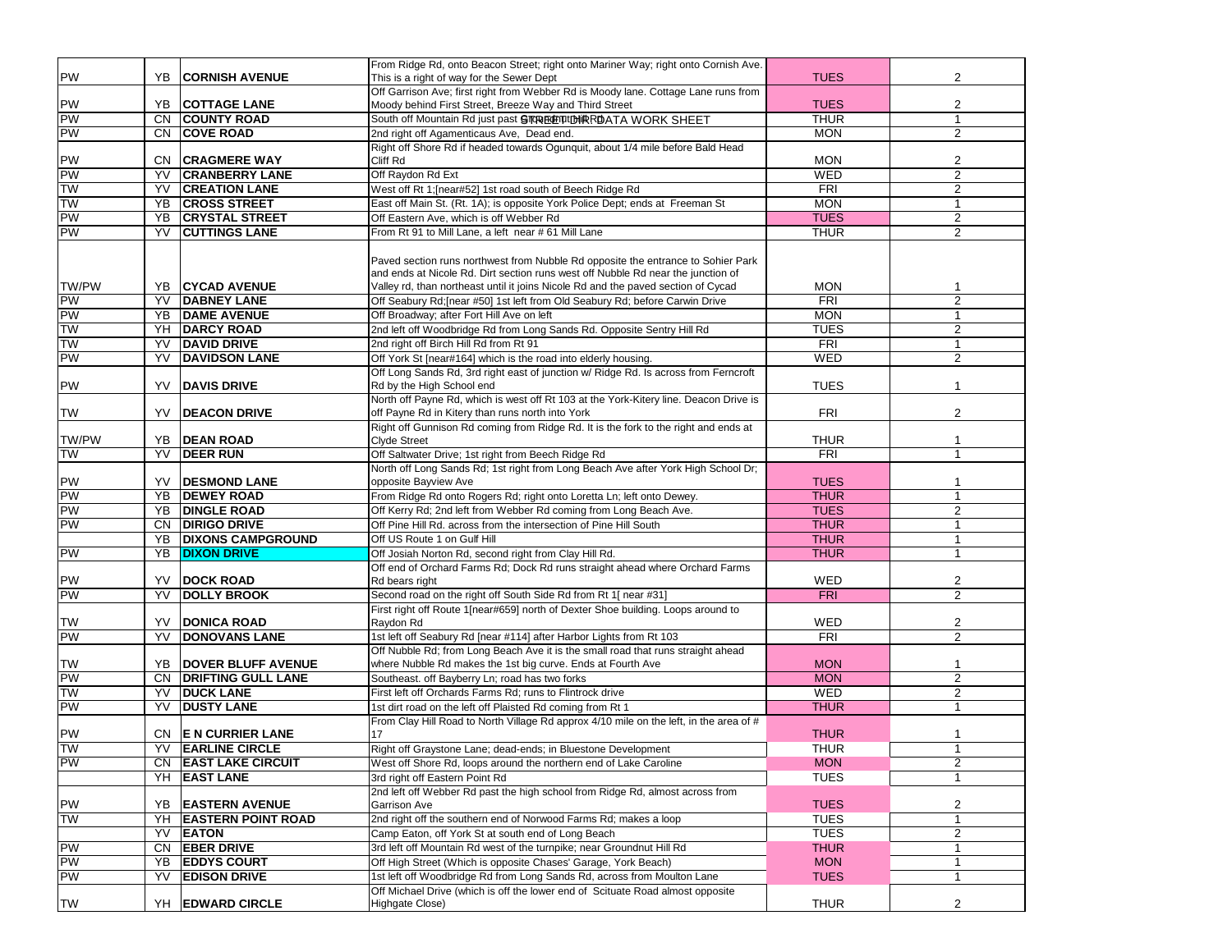| | | | | | |
|---|---|---|---|---|---|
| PW | YB | CORNISH AVENUE | From Ridge Rd, onto Beacon Street; right onto Mariner Way; right onto Cornish Ave. This is a right of way for the Sewer Dept | TUES | 2 |
| PW | YB | COTTAGE LANE | Off Garrison Ave; first right from Webber Rd is Moody lane. Cottage Lane runs from Moody behind First Street, Breeze Way and Third Street | TUES | 2 |
| PW | CN | COUNTY ROAD | South off Mountain Rd just past Groundnut Hill Rd | THUR | 1 |
| PW | CN | COVE ROAD | 2nd right off Agamenticaus Ave, Dead end. | MON | 2 |
| PW | CN | CRAGMERE WAY | Right off Shore Rd if headed towards Ogunquit, about 1/4 mile before Bald Head Cliff Rd | MON | 2 |
| PW | YV | CRANBERRY LANE | Off Raydon Rd Ext | WED | 2 |
| TW | YV | CREATION LANE | West off Rt 1;[near#52] 1st road south of Beech Ridge Rd | FRI | 2 |
| TW | YB | CROSS STREET | East off Main St. (Rt. 1A); is opposite York Police Dept; ends at Freeman St | MON | 1 |
| PW | YB | CRYSTAL STREET | Off Eastern Ave, which is off Webber Rd | TUES | 2 |
| PW | YV | CUTTINGS LANE | From Rt 91 to Mill Lane, a left near # 61 Mill Lane | THUR | 2 |
| TW/PW | YB | CYCAD AVENUE | Paved section runs northwest from Nubble Rd opposite the entrance to Sohier Park and ends at Nicole Rd. Dirt section runs west off Nubble Rd near the junction of Valley rd, than northeast until it joins Nicole Rd and the paved section of Cycad | MON | 1 |
| PW | YV | DABNEY LANE | Off Seabury Rd;[near #50] 1st left from Old Seabury Rd; before Carwin Drive | FRI | 2 |
| PW | YB | DAME AVENUE | Off Broadway; after Fort Hill Ave on left | MON | 1 |
| TW | YH | DARCY ROAD | 2nd left off Woodbridge Rd from Long Sands Rd. Opposite Sentry Hill Rd | TUES | 2 |
| TW | YV | DAVID DRIVE | 2nd right off Birch Hill Rd from Rt 91 | FRI | 1 |
| PW | YV | DAVIDSON LANE | Off York St [near#164] which is the road into elderly housing. | WED | 2 |
| PW | YV | DAVIS DRIVE | Off Long Sands Rd, 3rd right east of junction w/ Ridge Rd. Is across from Ferncroft Rd by the High School end | TUES | 1 |
| TW | YV | DEACON DRIVE | North off Payne Rd, which is west off Rt 103 at the York-Kitery line. Deacon Drive is off Payne Rd in Kitery than runs north into York | FRI | 2 |
| TW/PW | YB | DEAN ROAD | Right off Gunnison Rd coming from Ridge Rd. It is the fork to the right and ends at Clyde Street | THUR | 1 |
| TW | YV | DEER RUN | Off Saltwater Drive; 1st right from Beech Ridge Rd | FRI | 1 |
| PW | YV | DESMOND LANE | North off Long Sands Rd; 1st right from Long Beach Ave after York High School Dr; opposite Bayview Ave | TUES | 1 |
| PW | YB | DEWEY ROAD | From Ridge Rd onto Rogers Rd; right onto Loretta Ln; left onto Dewey. | THUR | 1 |
| PW | YB | DINGLE ROAD | Off Kerry Rd; 2nd left from Webber Rd coming from Long Beach Ave. | TUES | 2 |
| PW | CN | DIRIGO DRIVE | Off Pine Hill Rd. across from the intersection of Pine Hill South | THUR | 1 |
| | YB | DIXONS CAMPGROUND | Off US Route 1 on Gulf Hill | THUR | 1 |
| PW | YB | DIXON DRIVE | Off Josiah Norton Rd, second right from Clay Hill Rd. | THUR | 1 |
| PW | YV | DOCK ROAD | Off end of Orchard Farms Rd; Dock Rd runs straight ahead where Orchard Farms Rd bears right | WED | 2 |
| PW | YV | DOLLY BROOK | Second road on the right off South Side Rd from Rt 1[ near #31] | FRI | 2 |
| TW | YV | DONICA ROAD | First right off Route 1[near#659] north of Dexter Shoe building. Loops around to Raydon Rd | WED | 2 |
| PW | YV | DONOVANS LANE | 1st left off Seabury Rd [near #114] after Harbor Lights from Rt 103 | FRI | 2 |
| TW | YB | DOVER BLUFF AVENUE | Off Nubble Rd; from Long Beach Ave it is the small road that runs straight ahead where Nubble Rd makes the 1st big curve. Ends at Fourth Ave | MON | 1 |
| PW | CN | DRIFTING GULL LANE | Southeast. off Bayberry Ln; road has two forks | MON | 2 |
| TW | YV | DUCK LANE | First left off Orchards Farms Rd; runs to Flintrock drive | WED | 2 |
| PW | YV | DUSTY LANE | 1st dirt road on the left off Plaisted Rd coming from Rt 1 | THUR | 1 |
| PW | CN | E N CURRIER LANE | From Clay Hill Road to North Village Rd approx 4/10 mile on the left, in the area of # 17 | THUR | 1 |
| TW | YV | EARLINE CIRCLE | Right off Graystone Lane; dead-ends; in Bluestone Development | THUR | 1 |
| PW | CN | EAST LAKE CIRCUIT | West off Shore Rd, loops around the northern end of Lake Caroline | MON | 2 |
| | YH | EAST LANE | 3rd right off Eastern Point Rd | TUES | 1 |
| PW | YB | EASTERN AVENUE | 2nd left off Webber Rd past the high school from Ridge Rd, almost across from Garrison Ave | TUES | 2 |
| TW | YH | EASTERN POINT ROAD | 2nd right off the southern end of Norwood Farms Rd; makes a loop | TUES | 1 |
| | YV | EATON | Camp Eaton, off York St at south end of Long Beach | TUES | 2 |
| PW | CN | EBER DRIVE | 3rd left off Mountain Rd west of the turnpike; near Groundnut Hill Rd | THUR | 1 |
| PW | YB | EDDYS COURT | Off High Street (Which is opposite Chases' Garage, York Beach) | MON | 1 |
| PW | YV | EDISON DRIVE | 1st left off Woodbridge Rd from Long Sands Rd, across from Moulton Lane | TUES | 1 |
| TW | YH | EDWARD CIRCLE | Off Michael Drive (which is off the lower end of Scituate Road almost opposite Highgate Close) | THUR | 2 |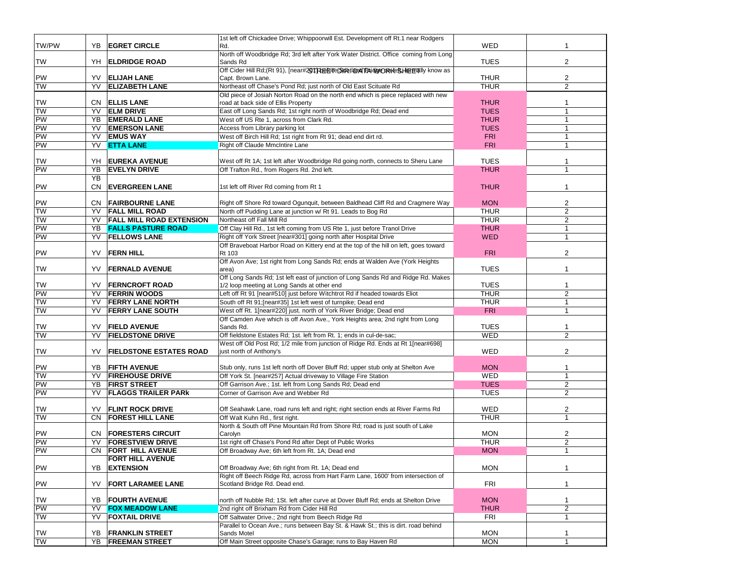| | | | | | |
|---|---|---|---|---|---|
| TW/PW | YB | EGRET CIRCLE | 1st left off Chickadee Drive; Whippoorwill Est. Development off Rt.1 near Rodgers Rd. | WED | 1 |
| TW | YH | ELDRIDGE ROAD | North off Woodbridge Rd; 3rd left after York Water District. Office coming from Long Sands Rd | TUES | 2 |
| PW | YV | ELIJAH LANE | Off Cider Hill Rd;(Rt 91), [near#291] before Scotland Bridge Rd left. Formally know as Capt. Brown Lane. | THUR | 2 |
| TW | YV | ELIZABETH LANE | Northeast off Chase's Pond Rd; just north of Old East Scituate Rd | THUR | 2 |
| TW | CN | ELLIS LANE | Old piece of Josiah Norton Road on the north end which is piece replaced with new road at back side of Ellis Property | THUR | 1 |
| TW | YV | ELM DRIVE | East off Long Sands Rd; 1st right north of Woodbridge Rd; Dead end | TUES | 1 |
| PW | YB | EMERALD LANE | West off US Rte 1, across from Clark Rd. | THUR | 1 |
| PW | YV | EMERSON LANE | Access from Library parking lot | TUES | 1 |
| PW | YV | EMUS WAY | West off Birch Hill Rd; 1st right from Rt 91; dead end dirt rd. | FRI | 1 |
| PW | YV | ETTA LANE | Right off Claude Mmclntire Lane | FRI | 1 |
| TW | YH | EUREKA AVENUE | West off Rt 1A; 1st left after Woodbridge Rd going north, connects to Sheru Lane | TUES | 1 |
| PW | YB | EVELYN DRIVE | Off Trafton Rd., from Rogers Rd. 2nd left. | THUR | 1 |
| PW | YB CN | EVERGREEN LANE | 1st left off River Rd coming from Rt 1 | THUR | 1 |
| PW | CN | FAIRBOURNE LANE | Right off Shore Rd toward Ogunquit, between Baldhead Cliff Rd and Cragmere Way | MON | 2 |
| TW | YV | FALL MILL ROAD | North off Pudding Lane at junction w/ Rt 91. Leads to Bog Rd | THUR | 2 |
| TW | YV | FALL MILL ROAD EXTENSION | Northeast off Fall Mill Rd | THUR | 2 |
| PW | YB | FALLS PASTURE ROAD | Off Clay Hill Rd., 1st left coming from US Rte 1, just before Tranol Drive | THUR | 1 |
| PW | YV | FELLOWS LANE | Right off York Street [near#301] going north after Hospital Drive | WED | 1 |
| PW | YV | FERN HILL | Off Braveboat Harbor Road on Kittery end at the top of the hill on left, goes toward Rt 103 | FRI | 2 |
| TW | YV | FERNALD AVENUE | Off Avon Ave; 1st right from Long Sands Rd; ends at Walden Ave (York Heights area) | TUES | 1 |
| TW | YV | FERNCROFT ROAD | Off Long Sands Rd; 1st left east of junction of Long Sands Rd and Ridge Rd. Makes 1/2 loop meeting at Long Sands at other end | TUES | 1 |
| PW | YV | FERRIN WOODS | Left off Rt 91 [near#510] just before Witchtrot Rd if headed towards Eliot | THUR | 2 |
| TW | YV | FERRY LANE NORTH | South off Rt 91;[near#35] 1st left west of turnpike; Dead end | THUR | 1 |
| TW | YV | FERRY LANE SOUTH | West off Rt. 1[near#220] just. north of York River Bridge; Dead end | FRI | 1 |
| TW | YV | FIELD AVENUE | Off Camden Ave which is off Avon Ave., York Heights area; 2nd right from Long Sands Rd. | TUES | 1 |
| TW | YV | FIELDSTONE DRIVE | Off fieldstone Estates Rd; 1st. left from Rt. 1; ends in cul-de-sac; | WED | 2 |
| TW | YV | FIELDSTONE ESTATES ROAD | West off Old Post Rd; 1/2 mile from junction of Ridge Rd. Ends at Rt 1[near#698] just north of Anthony's | WED | 2 |
| PW | YB | FIFTH AVENUE | Stub only, runs 1st left north off Dover Bluff Rd; upper stub only at Shelton Ave | MON | 1 |
| TW | YV | FIREHOUSE DRIVE | Off York St. [near#257] Actual driveway to Village Fire Station | WED | 1 |
| PW | YB | FIRST STREET | Off Garrison Ave.; 1st. left from Long Sands Rd; Dead end | TUES | 2 |
| PW | YV | FLAGGS TRAILER PARk | Corner of Garrison Ave and Webber Rd | TUES | 2 |
| TW | YV | FLINT ROCK DRIVE | Off Seahawk Lane, road runs left and right; right section ends at River Farms Rd | WED | 2 |
| TW | CN | FOREST HILL LANE | Off Walt Kuhn Rd., first right. | THUR | 1 |
| PW | CN | FORESTERS CIRCUIT | North & South off Pine Mountain Rd from Shore Rd; road is just south of Lake Carolyn | MON | 2 |
| PW | YV | FORESTVIEW DRIVE | 1st right off Chase's Pond Rd after Dept of Public Works | THUR | 2 |
| PW | CN | FORT HILL AVENUE | Off Broadway Ave; 6th left from Rt. 1A; Dead end | MON | 1 |
| PW | YB | FORT HILL AVENUE EXTENSION | Off Broadway Ave; 6th right from Rt. 1A; Dead end | MON | 1 |
| PW | YV | FORT LARAMEE LANE | Right off Beech Ridge Rd, across from Hart Farm Lane, 1600' from intersection of Scotland Bridge Rd. Dead end. | FRI | 1 |
| TW | YB | FOURTH AVENUE | north off Nubble Rd; 1St. left after curve at Dover Bluff Rd; ends at Shelton Drive | MON | 1 |
| PW | YV | FOX MEADOW LANE | 2nd right off Brixham Rd from Cider Hill Rd | THUR | 2 |
| TW | YV | FOXTAIL DRIVE | Off Saltwater Drive.; 2nd right from Beech Ridge Rd | FRI | 1 |
| TW | YB | FRANKLIN STREET | Parallel to Ocean Ave.; runs between Bay St. & Hawk St.; this is dirt. road behind Sands Motel | MON | 1 |
| TW | YB | FREEMAN STREET | Off Main Street opposite Chase's Garage; runs to Bay Haven Rd | MON | 1 |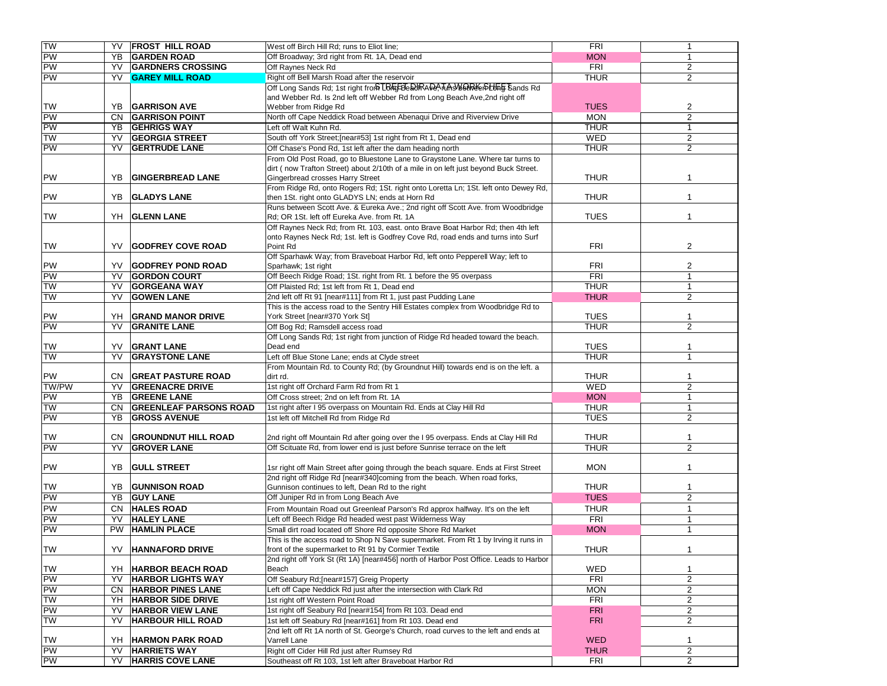| TW | YV | FROST HILL ROAD | West off Birch Hill Rd; runs to Eliot line; | FRI | 1 |
|---|---|---|---|---|---|
| PW | YB | GARDEN ROAD | Off Broadway; 3rd right from Rt. 1A, Dead end | MON | 1 |
| PW | YV | GARDNERS CROSSING | Off Raynes Neck Rd | FRI | 2 |
| PW | YV | GAREY MILL ROAD | Right off Bell Marsh Road after the reservoir | THUR | 2 |
| TW | YB | GARRISON AVE | Off Long Sands Rd; 1st right from Long Beach Ave runs between Long Sands Rd and Webber Rd. Is 2nd left off Webber Rd from Long Beach Ave,2nd right off Webber from Ridge Rd | TUES | 2 |
| PW | CN | GARRISON POINT | North off Cape Neddick Road between Abenaqui Drive and Riverview Drive | MON | 2 |
| PW | YB | GEHRIGS WAY | Left off Walt Kuhn Rd. | THUR | 1 |
| TW | YV | GEORGIA STREET | South off York Street;[near#53] 1st right from Rt 1, Dead end | WED | 2 |
| PW | YV | GERTRUDE LANE | Off Chase's Pond Rd, 1st left after the dam heading north | THUR | 2 |
| PW | YB | GINGERBREAD LANE | From Old Post Road, go to Bluestone Lane to Graystone Lane. Where tar turns to dirt ( now Trafton Street) about 2/10th of a mile in on left just beyond Buck Street. Gingerbread crosses Harry Street | THUR | 1 |
| PW | YB | GLADYS LANE | From Ridge Rd, onto Rogers Rd; 1St. right onto Loretta Ln; 1St. left onto Dewey Rd, then 1St. right onto GLADYS LN; ends at Horn Rd | THUR | 1 |
| TW | YH | GLENN LANE | Runs between Scott Ave. & Eureka Ave.; 2nd right off Scott Ave. from Woodbridge Rd; OR 1St. left off Eureka Ave. from Rt. 1A | TUES | 1 |
| TW | YV | GODFREY COVE ROAD | Off Raynes Neck Rd; from Rt. 103, east. onto Brave Boat Harbor Rd; then 4th left onto Raynes Neck Rd; 1st. left is Godfrey Cove Rd, road ends and turns into Surf Point Rd | FRI | 2 |
| PW | YV | GODFREY POND ROAD | Off Sparhawk Way; from Braveboat Harbor Rd, left onto Pepperell Way; left to Sparhawk; 1st right | FRI | 2 |
| PW | YV | GORDON COURT | Off Beech Ridge Road; 1St. right from Rt. 1 before the 95 overpass | FRI | 1 |
| TW | YV | GORGEANA WAY | Off Plaisted Rd; 1st left from Rt 1, Dead end | THUR | 1 |
| TW | YV | GOWEN LANE | 2nd left off Rt 91 [near#111] from Rt 1, just past Pudding Lane | THUR | 2 |
| PW | YH | GRAND MANOR DRIVE | This is the access road to the Sentry Hill Estates complex from Woodbridge Rd to York Street [near#370 York St] | TUES | 1 |
| PW | YV | GRANITE LANE | Off Bog Rd; Ramsdell access road | THUR | 2 |
| TW | YV | GRANT LANE | Off Long Sands Rd; 1st right from junction of Ridge Rd headed toward the beach. Dead end | TUES | 1 |
| TW | YV | GRAYSTONE LANE | Left off Blue Stone Lane; ends at Clyde street | THUR | 1 |
| PW | CN | GREAT PASTURE ROAD | From Mountain Rd. to County Rd; (by Groundnut Hill) towards end is on the left. a dirt rd. | THUR | 1 |
| TW/PW | YV | GREENACRE DRIVE | 1st right off Orchard Farm Rd from Rt 1 | WED | 2 |
| PW | YB | GREENE LANE | Off Cross street; 2nd on left from Rt. 1A | MON | 1 |
| TW | CN | GREENLEAF PARSONS ROAD | 1st right after I 95 overpass on Mountain Rd. Ends at Clay Hill Rd | THUR | 1 |
| PW | YB | GROSS AVENUE | 1st left off Mitchell Rd from Ridge Rd | TUES | 2 |
| TW | CN | GROUNDNUT HILL ROAD | 2nd right off Mountain Rd after going over the I 95 overpass. Ends at Clay Hill Rd | THUR | 1 |
| PW | YV | GROVER LANE | Off Scituate Rd, from lower end is just before Sunrise terrace on the left | THUR | 2 |
| PW | YB | GULL STREET | 1sr right off Main Street after going through the beach square. Ends at First Street | MON | 1 |
| TW | YB | GUNNISON ROAD | 2nd right off Ridge Rd [near#340]coming from the beach. When road forks, Gunnison continues to left, Dean Rd to the right | THUR | 1 |
| PW | YB | GUY LANE | Off Juniper Rd in from Long Beach Ave | TUES | 2 |
| PW | CN | HALES ROAD | From Mountain Road out Greenleaf Parson's Rd approx halfway. It's on the left | THUR | 1 |
| PW | YV | HALEY LANE | Left off Beech Ridge Rd headed west past Wilderness Way | FRI | 1 |
| PW | PW | HAMLIN PLACE | Small dirt road located off Shore Rd opposite Shore Rd Market | MON | 1 |
| TW | YV | HANNAFORD DRIVE | This is the access road to Shop N Save supermarket. From Rt 1 by Irving it runs in front of the supermarket to Rt 91 by Cormier Textile | THUR | 1 |
| TW | YH | HARBOR BEACH ROAD | 2nd right off York St (Rt 1A) [near#456] north of Harbor Post Office. Leads to Harbor Beach | WED | 1 |
| PW | YV | HARBOR LIGHTS WAY | Off Seabury Rd;[near#157] Greig Property | FRI | 2 |
| PW | CN | HARBOR PINES LANE | Left off Cape Neddick Rd just after the intersection with Clark Rd | MON | 2 |
| TW | YH | HARBOR SIDE DRIVE | 1st right off Western Point Road | FRI | 2 |
| PW | YV | HARBOR VIEW LANE | 1st right off Seabury Rd [near#154] from Rt 103. Dead end | FRI | 2 |
| TW | YV | HARBOUR HILL ROAD | 1st left off Seabury Rd [near#161] from Rt 103. Dead end | FRI | 2 |
| TW | YH | HARMON PARK ROAD | 2nd left off Rt 1A north of St. George's Church, road curves to the left and ends at Varrell Lane | WED | 1 |
| PW | YV | HARRIETS WAY | Right off Cider Hill Rd just after Rumsey Rd | THUR | 2 |
| PW | YV | HARRIS COVE LANE | Southeast off Rt 103, 1st left after Braveboat Harbor Rd | FRI | 2 |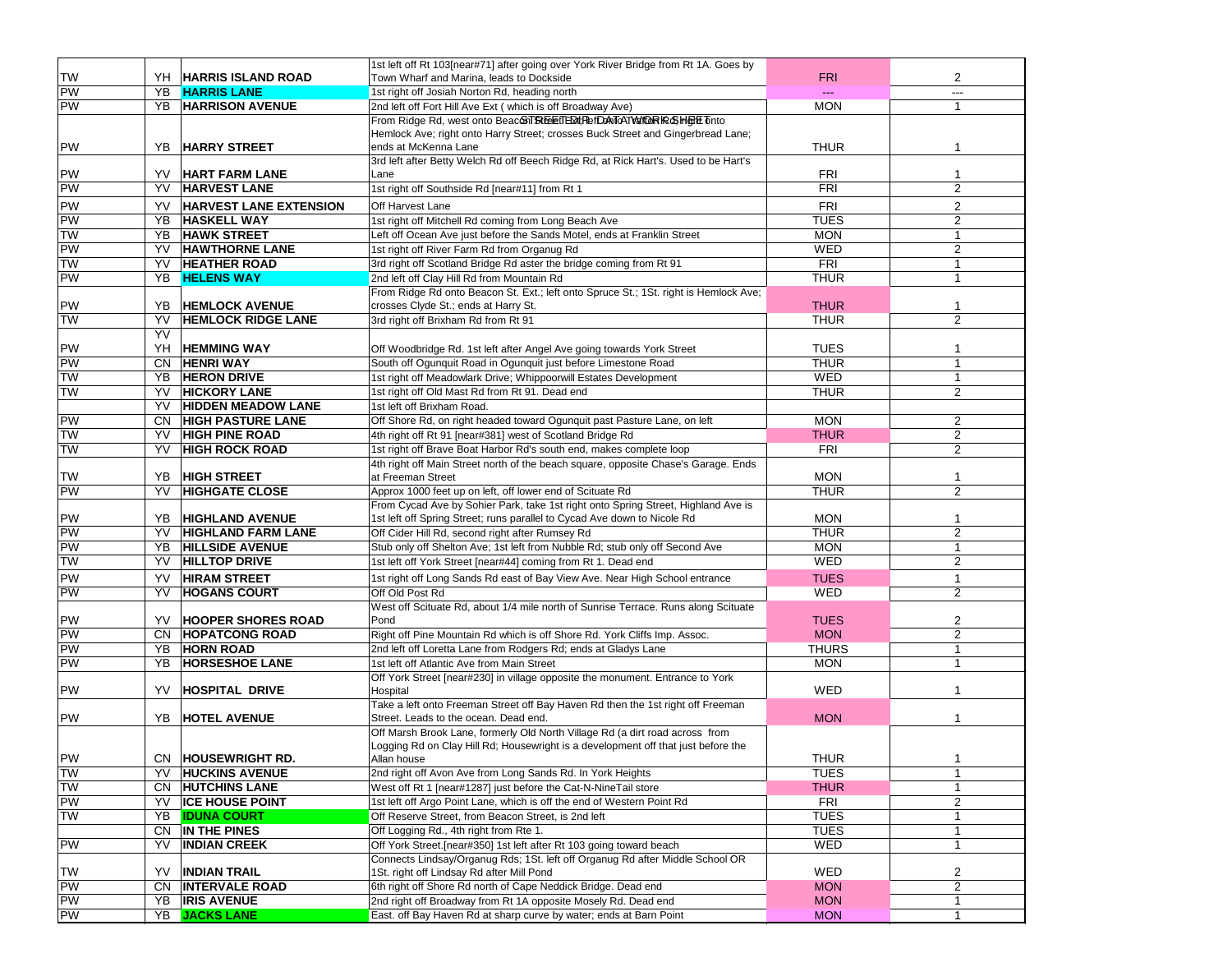| | | | | | |
|---|---|---|---|---|---|
| TW | YH | **HARRIS ISLAND ROAD** | 1st left off Rt 103[near#71] after going over York River Bridge from Rt 1A. Goes by Town Wharf and Marina, leads to Dockside | FRI | 2 |
| PW | YB | **HARRIS LANE** | 1st right off Josiah Norton Rd, heading north | --- | --- |
| PW | YB | **HARRISON AVENUE** | 2nd left off Fort Hill Ave Ext ( which is off Broadway Ave) | MON | 1 |
| PW | YB | **HARRY STREET** | From Ridge Rd, west onto Beacon Street Ext; left onto Spruce St; right onto Hemlock Ave; right onto Harry Street; crosses Buck Street and Gingerbread Lane; ends at McKenna Lane | THUR | 1 |
| PW | YV | **HART FARM LANE** | 3rd left after Betty Welch Rd off Beech Ridge Rd, at Rick Hart's. Used to be Hart's Lane | FRI | 1 |
| PW | YV | **HARVEST LANE** | 1st right off Southside Rd [near#11] from Rt 1 | FRI | 2 |
| PW | YV | **HARVEST LANE EXTENSION** | Off Harvest Lane | FRI | 2 |
| PW | YB | **HASKELL WAY** | 1st right off Mitchell Rd coming from Long Beach Ave | TUES | 2 |
| TW | YB | **HAWK STREET** | Left off Ocean Ave just before the Sands Motel, ends at Franklin Street | MON | 1 |
| PW | YV | **HAWTHORNE LANE** | 1st right off River Farm Rd from Organug Rd | WED | 2 |
| TW | YV | **HEATHER ROAD** | 3rd right off Scotland Bridge Rd aster the bridge coming from Rt 91 | FRI | 1 |
| PW | YB | **HELENS WAY** | 2nd left off Clay Hill Rd from Mountain Rd | THUR | 1 |
| PW | YB | **HEMLOCK AVENUE** | From Ridge Rd onto Beacon St. Ext.; left onto Spruce St.; 1St. right is Hemlock Ave; crosses Clyde St.; ends at Harry St. | THUR | 1 |
| TW | YV | **HEMLOCK RIDGE LANE** | 3rd right off Brixham Rd from Rt 91 | THUR | 2 |
| PW | YV YH | **HEMMING WAY** | Off Woodbridge Rd. 1st left after Angel Ave going towards York Street | TUES | 1 |
| PW | CN | **HENRI WAY** | South off Ogunquit Road in Ogunquit just before Limestone Road | THUR | 1 |
| TW | YB | **HERON DRIVE** | 1st right off Meadowlark Drive; Whippoorwill Estates Development | WED | 1 |
| TW | YV | **HICKORY LANE** | 1st right off Old Mast Rd from Rt 91. Dead end | THUR | 2 |
| | YV | **HIDDEN MEADOW LANE** | 1st left off Brixham Road. | | |
| PW | CN | **HIGH PASTURE LANE** | Off Shore Rd, on right headed toward Ogunquit past Pasture Lane, on left | MON | 2 |
| TW | YV | **HIGH PINE ROAD** | 4th right off Rt 91 [near#381] west of Scotland Bridge Rd | THUR | 2 |
| TW | YV | **HIGH ROCK ROAD** | 1st right off Brave Boat Harbor Rd's south end, makes complete loop | FRI | 2 |
| TW | YB | **HIGH STREET** | 4th right off Main Street north of the beach square, opposite Chase's Garage. Ends at Freeman Street | MON | 1 |
| PW | YV | **HIGHGATE CLOSE** | Approx 1000 feet up on left, off lower end of Scituate Rd | THUR | 2 |
| PW | YB | **HIGHLAND AVENUE** | From Cycad Ave by Sohier Park, take 1st right onto Spring Street, Highland Ave is 1st left off Spring Street; runs parallel to Cycad Ave down to Nicole Rd | MON | 1 |
| PW | YV | **HIGHLAND FARM LANE** | Off Cider Hill Rd, second right after Rumsey Rd | THUR | 2 |
| PW | YB | **HILLSIDE AVENUE** | Stub only off Shelton Ave; 1st left from Nubble Rd; stub only off Second Ave | MON | 1 |
| TW | YV | **HILLTOP DRIVE** | 1st left off York Street [near#44] coming from Rt 1. Dead end | WED | 2 |
| PW | YV | **HIRAM STREET** | 1st right off Long Sands Rd east of Bay View Ave. Near High School entrance | TUES | 1 |
| PW | YV | **HOGANS COURT** | Off Old Post Rd | WED | 2 |
| PW | YV | **HOOPER SHORES ROAD** | West off Scituate Rd, about 1/4 mile north of Sunrise Terrace. Runs along Scituate Pond | TUES | 2 |
| PW | CN | **HOPATCONG ROAD** | Right off Pine Mountain Rd which is off Shore Rd. York Cliffs Imp. Assoc. | MON | 2 |
| PW | YB | **HORN ROAD** | 2nd left off Loretta Lane from Rodgers Rd; ends at Gladys Lane | THURS | 1 |
| PW | YB | **HORSESHOE LANE** | 1st left off Atlantic Ave from Main Street | MON | 1 |
| PW | YV | **HOSPITAL DRIVE** | Off York Street [near#230] in village opposite the monument. Entrance to York Hospital | WED | 1 |
| PW | YB | **HOTEL AVENUE** | Take a left onto Freeman Street off Bay Haven Rd then the 1st right off Freeman Street. Leads to the ocean. Dead end. | MON | 1 |
| PW | CN | **HOUSEWRIGHT RD.** | Off Marsh Brook Lane, formerly Old North Village Rd (a dirt road across from Logging Rd on Clay Hill Rd; Housewright is a development off that just before the Allan house | THUR | 1 |
| TW | YV | **HUCKINS AVENUE** | 2nd right off Avon Ave from Long Sands Rd. In York Heights | TUES | 1 |
| TW | CN | **HUTCHINS LANE** | West off Rt 1 [near#1287] just before the Cat-N-NineTail store | THUR | 1 |
| PW | YV | **ICE HOUSE POINT** | 1st left off Argo Point Lane, which is off the end of Western Point Rd | FRI | 2 |
| TW | YB | **IDUNA COURT** | Off Reserve Street, from Beacon Street, is 2nd left | TUES | 1 |
| | CN | **IN THE PINES** | Off Logging Rd., 4th right from Rte 1. | TUES | 1 |
| PW | YV | **INDIAN CREEK** | Off York Street.[near#350] 1st left after Rt 103 going toward beach | WED | 1 |
| TW | YV | **INDIAN TRAIL** | Connects Lindsay/Organug Rds; 1St. left off Organug Rd after Middle School OR 1St. right off Lindsay Rd after Mill Pond | WED | 2 |
| PW | CN | **INTERVALE ROAD** | 6th right off Shore Rd north of Cape Neddick Bridge. Dead end | MON | 2 |
| PW | YB | **IRIS AVENUE** | 2nd right off Broadway from Rt 1A opposite Mosely Rd. Dead end | MON | 1 |
| PW | YB | **JACKS LANE** | East. off Bay Haven Rd at sharp curve by water; ends at Barn Point | MON | 1 |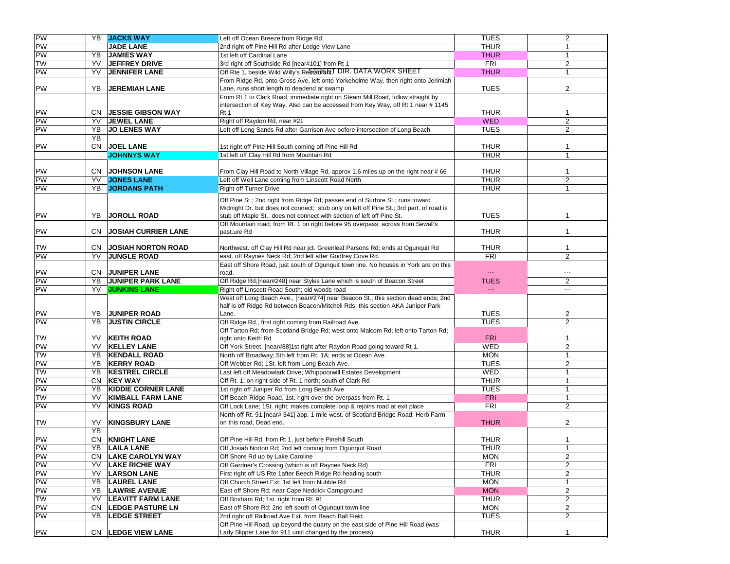| | | | | | |
|---|---|---|---|---|---|
| PW | YB | **JACKS WAY** | Left off Ocean Breeze from Ridge Rd. | TUES | 2 |
| PW | | **JADE LANE** | 2nd right off Pine Hill Rd after Ledge View Lane | THUR | 1 |
| PW | YB | **JAMIES WAY** | 1st left off Cardinal Lane | THUR | 1 |
| TW | YV | **JEFFREY DRIVE** | 3rd right off Southside Rd [near#101] from Rt 1 | FRI | 2 |
| PW | YV | **JENNIFER LANE** | Off Rte 1, beside Wild Willy's Restaurant | THUR | 1 |
| PW | YB | **JEREMIAH LANE** | From Ridge Rd, onto Gross Ave, left onto Yorkeholme Way, then right onto Jerimiah Lane, runs short length to deadend at swamp | TUES | 2 |
| PW | CN | **JESSIE GIBSON WAY** | From Rt 1 to Clark Road, immediate right on Steam Mill Road, follow straight by intersection of Key Way. Also can be accessed from Key Way, off Rt 1 near # 1145 Rt 1 | THUR | 1 |
| PW | YV | **JEWEL LANE** | Right off Raydon Rd, near #21 | WED | 2 |
| PW | YB | **JO LENES WAY** | Left off Long Sands Rd after Garrison Ave before intersection of Long Beach | TUES | 2 |
| PW | YB CN | **JOEL LANE** | 1st right off Pine Hill South coming off Pine Hill Rd | THUR | 1 |
| | | **JOHNNYS WAY** | 1st left off Clay Hill Rd from Mountain Rd | THUR | 1 |
| PW | CN | **JOHNSON LANE** | From Clay Hill Road to North Village Rd, approx 1.6 miles up on the right near # 66 | THUR | 1 |
| PW | YV | **JONES LANE** | Left off Weil Lane coming from Linscott Road North | THUR | 2 |
| PW | YB | **JORDANS PATH** | Right off Turner Drive | THUR | 1 |
| PW | YB | **JOROLL ROAD** | Off Pine St.; 2nd right from Ridge Rd; passes end of Surfore St.; runs toward Midnight Dr. but does not connect; stub only on left off Pine St.; 3rd part. of road is stub off Maple St.. does not connect with section of left off Pine St. | TUES | 1 |
| PW | CN | **JOSIAH CURRIER LANE** | Off Mountain road; from Rt. 1 on right before 95 overpass; across from Sewall's past.ure Rd | THUR | 1 |
| TW | CN | **JOSIAH NORTON ROAD** | Northwest. off Clay Hill Rd near jct. Greenleaf Parsons Rd; ends at Ogunquit Rd | THUR | 1 |
| PW | YV | **JUNGLE ROAD** | east. off Raynes Neck Rd; 2nd left after Godfrey Cove Rd. | FRI | 2 |
| PW | CN | **JUNIPER LANE** | East off Shore Road, just south of Ogunquit town line. No houses in York are on this road. | --- | --- |
| PW | YB | **JUNIPER PARK LANE** | Off Ridge Rd;[near#248] near Styles Lane which is south of Beacon Street | TUES | 2 |
| PW | YV | **JUNKINS LANE** | Right off Linscott Road South; old woods road | --- | --- |
| PW | YB | **JUNIPER ROAD** | West off Long Beach Ave., [near#274] near Beacon St.; this section dead ends; 2nd half is off Ridge Rd between Beacon/Mitchell Rds; this section AKA Juniper Park Lane. | TUES | 2 |
| PW | YB | **JUSTIN CIRCLE** | Off Ridge Rd., first right coming from Railroad Ave. | TUES | 2 |
| TW | YV | **KEITH ROAD** | Off Tarton Rd; from Scotland Bridge Rd; west onto Malcom Rd; left onto Tarton Rd; right onto Keith Rd | FRI | 1 |
| PW | YV | **KELLEY LANE** | Off York Street. [near#88]1st right after Raydon Road going toward Rt 1. | WED | 2 |
| TW | YB | **KENDALL ROAD** | North off Broadway; 5th left from Rt. 1A; ends at Ocean Ave. | MON | 1 |
| PW | YB | **KERRY ROAD** | Off Webber Rd; 1St. left from Long Beach Ave. | TUES | 2 |
| TW | YB | **KESTREL CIRCLE** | Last left off Meadowlark Drive; Whippoorwill Estates Development | WED | 1 |
| PW | CN | **KEY WAY** | Off Rt. 1; on right side of Rt. 1 north; south of Clark Rd | THUR | 1 |
| PW | YB | **KIDDIE CORNER LANE** | 1st right off Juniper Rd from Long Beach Ave | TUES | 1 |
| TW | YV | **KIMBALL FARM LANE** | Off Beach Ridge Road, 1st. right over the overpass from Rt. 1 | FRI | 1 |
| PW | YV | **KINGS ROAD** | Off Lock Lane; 1St. right; makes complete loop & rejoins road at exit place | FRI | 2 |
| TW | YV | **KINGSBURY LANE** | North off Rt. 91;[near# 341] app. 1 mile west. of Scotland Bridge Road; Herb Farm on this road, Dead end. | THUR | 2 |
| PW | YB CN | **KNIGHT LANE** | Off Pine Hill Rd. from Rt 1, just before Pinehill South | THUR | 1 |
| PW | YB | **LAILA LANE** | Off Josiah Norton Rd; 2nd left coming from Ogunquit Road | THUR | 1 |
| PW | CN | **LAKE CAROLYN WAY** | Off Shore Rd up by Lake Caroline | MON | 2 |
| PW | YV | **LAKE RICHIE WAY** | Off Gardner's Crossing (which is off Raynes Neck Rd) | FRI | 2 |
| PW | YV | **LARSON LANE** | First right off US Rte 1after Beech Ridge Rd heading south | THUR | 2 |
| PW | YB | **LAUREL LANE** | Off Church Street Ext; 1st left from Nubble Rd | MON | 1 |
| PW | YB | **LAWRIE AVENUE** | East off Shore Rd; near Cape Neddick Campground | MON | 2 |
| TW | YV | **LEAVITT FARM LANE** | Off Brixham Rd; 1st. right from Rt. 91 | THUR | 2 |
| PW | CN | **LEDGE PASTURE LN** | East off Shore Rd; 2nd left south of Ogunquit town line | MON | 2 |
| PW | YB | **LEDGE STREET** | 2nd right off Railroad Ave Ext. from Beach Ball Field. | TUES | 2 |
| PW | CN | **LEDGE VIEW LANE** | Off Pine Hill Road, up beyond the quarry on the east side of Pine Hill Road (was Lady Slipper Lane for 911 until changed by the process) | THUR | 1 |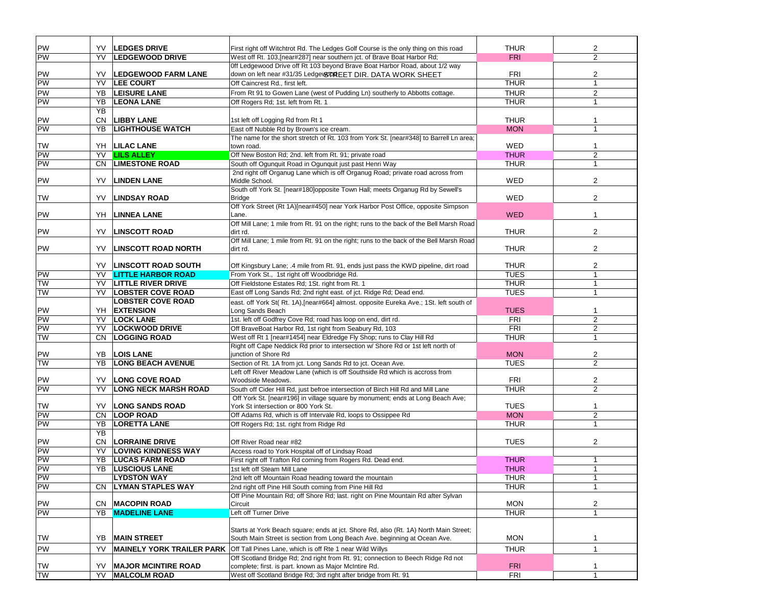| | | | | | |
|---|---|---|---|---|---|
| PW | YV | **LEDGES DRIVE** | First right off Witchtrot Rd. The Ledges Golf Course is the only thing on this road | THUR | 2 |
| PW | YV | **LEDGEWOOD DRIVE** | West off Rt. 103,[near#287] near southern jct. of Brave Boat Harbor Rd; | FRI | 2 |
| PW | YV | **LEDGEWOOD FARM LANE** | 0ff Ledgewood Drive off Rt 103 beyond Brave Boat Harbor Road, about 1/2 way down on left near #31/35 Ledgewood | FRI | 2 |
| PW | YV | **LEE COURT** | Off Caincrest Rd., first left. | THUR | 1 |
| PW | YB | **LEISURE LANE** | From Rt 91 to Gowen Lane (west of Pudding Ln) southerly to Abbotts cottage. | THUR | 2 |
| PW | YB | **LEONA LANE** | Off Rogers Rd; 1st. left from Rt. 1 | THUR | 1 |
| PW | YB CN | **LIBBY LANE** | 1st left off Logging Rd from Rt 1 | THUR | 1 |
| PW | YB | **LIGHTHOUSE WATCH** | East off Nubble Rd by Brown's ice cream. | MON | 1 |
| TW | YH | **LILAC LANE** | The name for the short stretch of Rt. 103 from York St. [near#348] to Barrell Ln area; town road. | WED | 1 |
| PW | YV | **LILS ALLEY** | Off New Boston Rd; 2nd. left from Rt. 91; private road | THUR | 2 |
| PW | CN | **LIMESTONE ROAD** | South off Ogunquit Road in Ogunquit just past Henri Way | THUR | 1 |
| PW | YV | **LINDEN LANE** | 2nd right off Organug Lane which is off Organug Road; private road across from Middle School. | WED | 2 |
| TW | YV | **LINDSAY ROAD** | South off York St. [near#180]opposite Town Hall; meets Organug Rd by Sewell's Bridge | WED | 2 |
| PW | YH | **LINNEA LANE** | Off York Street (Rt 1A)[near#450] near York Harbor Post Office, opposite Simpson Lane. | WED | 1 |
| PW | YV | **LINSCOTT ROAD** | Off Mill Lane; 1 mile from Rt. 91 on the right; runs to the back of the Bell Marsh Road dirt rd. | THUR | 2 |
| PW | YV | **LINSCOTT ROAD NORTH** | Off Mill Lane; 1 mile from Rt. 91 on the right; runs to the back of the Bell Marsh Road dirt rd. | THUR | 2 |
| | YV | **LINSCOTT ROAD SOUTH** | Off Kingsbury Lane; .4 mile from Rt. 91, ends just pass the KWD pipeline, dirt road | THUR | 2 |
| PW | YV | **LITTLE HARBOR ROAD** | From York St., 1st right off Woodbridge Rd. | TUES | 1 |
| TW | YV | **LITTLE RIVER DRIVE** | Off Fieldstone Estates Rd; 1St. right from Rt. 1 | THUR | 1 |
| TW | YV | **LOBSTER COVE ROAD** | East off Long Sands Rd; 2nd right east. of jct. Ridge Rd; Dead end. | TUES | 1 |
| PW | YH | **LOBSTER COVE ROAD EXTENSION** | east. off York St( Rt. 1A),[near#664] almost. opposite Eureka Ave.; 1St. left south of Long Sands Beach | TUES | 1 |
| PW | YV | **LOCK LANE** | 1st. left off Godfrey Cove Rd; road has loop on end, dirt rd. | FRI | 2 |
| PW | YV | **LOCKWOOD DRIVE** | Off BraveBoat Harbor Rd, 1st right from Seabury Rd, 103 | FRI | 2 |
| TW | CN | **LOGGING ROAD** | West off Rt 1 [near#1454] near Eldredge Fly Shop; runs to Clay Hill Rd | THUR | 1 |
| PW | YB | **LOIS LANE** | Right off Cape Neddick Rd prior to intersection w/ Shore Rd or 1st left north of junction of Shore Rd | MON | 2 |
| TW | YB | **LONG BEACH AVENUE** | Section of Rt. 1A from jct. Long Sands Rd to jct. Ocean Ave. | TUES | 2 |
| PW | YV | **LONG COVE ROAD** | Left off River Meadow Lane (which is off Southside Rd which is accross from Woodside Meadows. | FRI | 2 |
| PW | YV | **LONG NECK MARSH ROAD** | South off Cider Hill Rd, just befroe intersection of Birch Hill Rd and Mill Lane | THUR | 2 |
| TW | YV | **LONG SANDS ROAD** | Off York St. [near#196] in village square by monument; ends at Long Beach Ave; York St intersection or 800 York St. | TUES | 1 |
| PW | CN | **LOOP ROAD** | Off Adams Rd, which is off Intervale Rd, loops to Ossippee Rd | MON | 2 |
| PW | YB | **LORETTA LANE** | Off Rogers Rd; 1st. right from Ridge Rd | THUR | 1 |
| PW | YB CN | **LORRAINE DRIVE** | Off River Road near #82 | TUES | 2 |
| PW | YV | **LOVING KINDNESS WAY** | Access road to York Hospital off of Lindsay Road | | |
| PW | YB | **LUCAS FARM ROAD** | First right off Trafton Rd coming from Rogers Rd. Dead end. | THUR | 1 |
| PW | YB | **LUSCIOUS LANE** | 1st left off Steam Mill Lane | THUR | 1 |
| PW | | **LYDSTON WAY** | 2nd left off Mountain Road heading toward the mountain | THUR | 1 |
| PW | CN | **LYMAN STAPLES WAY** | 2nd right off Pine Hill South coming from Pine Hill Rd | THUR | 1 |
| PW | CN | **MACOPIN ROAD** | Off Pine Mountain Rd; off Shore Rd; last. right on Pine Mountain Rd after Sylvan Circuit | MON | 2 |
| PW | YB | **MADELINE LANE** | Left off Turner Drive | THUR | 1 |
| TW | YB | **MAIN STREET** | Starts at York Beach square; ends at jct. Shore Rd, also (Rt. 1A) North Main Street; South Main Street is section from Long Beach Ave. beginning at Ocean Ave. | MON | 1 |
| PW | YV | **MAINELY YORK TRAILER PARK** | Off Tall Pines Lane, which is off Rte 1 near Wild Willys | THUR | 1 |
| TW | YV | **MAJOR MCINTIRE ROAD** | Off Scotland Bridge Rd; 2nd right from Rt. 91; connection to Beech Ridge Rd not complete; first. is part. known as Major McIntire Rd. | FRI | 1 |
| TW | YV | **MALCOLM ROAD** | West off Scotland Bridge Rd; 3rd right after bridge from Rt. 91 | FRI | 1 |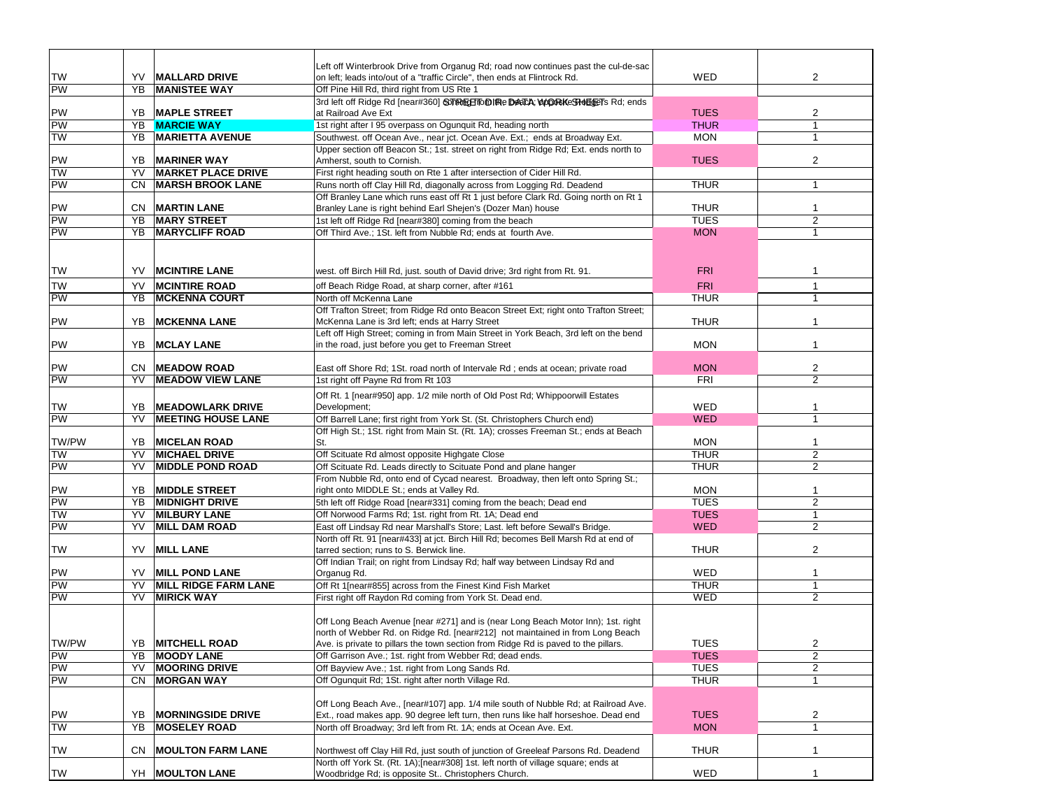| | | | | | |
|---|---|---|---|---|---|
| TW | YV | **MALLARD DRIVE** | Left off Winterbrook Drive from Organug Rd; road now continues past the cul-de-sac on left; leads into/out of a "traffic Circle", then ends at Flintrock Rd. | WED | 2 |
| PW | YB | **MANISTEE WAY** | Off Pine Hill Rd, third right from US Rte 1 | | |
| PW | YB | **MAPLE STREET** | 3rd left off Ridge Rd [near#360] coming from the beach; opposite Rodgers Rd; ends at Railroad Ave Ext | TUES | 2 |
| PW | YB | **MARCIE WAY** | 1st right after I 95 overpass on Ogunquit Rd, heading north | THUR | 1 |
| TW | YB | **MARIETTA AVENUE** | Southwest. off Ocean Ave., near jct. Ocean Ave. Ext.; ends at Broadway Ext. | MON | 1 |
| PW | YB | **MARINER WAY** | Upper section off Beacon St.; 1st. street on right from Ridge Rd; Ext. ends north to Amherst, south to Cornish. | TUES | 2 |
| TW | YV | **MARKET PLACE DRIVE** | First right heading south on Rte 1 after intersection of Cider Hill Rd. | | |
| PW | CN | **MARSH BROOK LANE** | Runs north off Clay Hill Rd, diagonally across from Logging Rd. Deadend | THUR | 1 |
| PW | CN | **MARTIN LANE** | Off Branley Lane which runs east off Rt 1 just before Clark Rd. Going north on Rt 1 Branley Lane is right behind Earl Shejen's (Dozer Man) house | THUR | 1 |
| PW | YB | **MARY STREET** | 1st left off Ridge Rd [near#380] coming from the beach | TUES | 2 |
| PW | YB | **MARYCLIFF ROAD** | Off Third Ave.; 1St. left from Nubble Rd; ends at fourth Ave. | MON | 1 |
| TW | YV | **MCINTIRE LANE** | west. off Birch Hill Rd, just. south of David drive; 3rd right from Rt. 91. | FRI | 1 |
| TW | YV | **MCINTIRE ROAD** | off Beach Ridge Road, at sharp corner, after #161 | FRI | 1 |
| PW | YB | **MCKENNA COURT** | North off McKenna Lane | THUR | 1 |
| PW | YB | **MCKENNA LANE** | Off Trafton Street; from Ridge Rd onto Beacon Street Ext; right onto Trafton Street; McKenna Lane is 3rd left; ends at Harry Street | THUR | 1 |
| PW | YB | **MCLAY LANE** | Left off High Street; coming in from Main Street in York Beach, 3rd left on the bend in the road, just before you get to Freeman Street | MON | 1 |
| PW | CN | **MEADOW ROAD** | East off Shore Rd; 1St. road north of Intervale Rd ; ends at ocean; private road | MON | 2 |
| PW | YV | **MEADOW VIEW LANE** | 1st right off Payne Rd from Rt 103 | FRI | 2 |
| TW | YB | **MEADOWLARK DRIVE** | Off Rt. 1 [near#950] app. 1/2 mile north of Old Post Rd; Whippoorwill Estates Development; | WED | 1 |
| PW | YV | **MEETING HOUSE LANE** | Off Barrell Lane; first right from York St. (St. Christophers Church end) | WED | 1 |
| TW/PW | YB | **MICELAN ROAD** | Off High St.; 1St. right from Main St. (Rt. 1A); crosses Freeman St.; ends at Beach St. | MON | 1 |
| TW | YV | **MICHAEL DRIVE** | Off Scituate Rd almost opposite Highgate Close | THUR | 2 |
| PW | YV | **MIDDLE POND ROAD** | Off Scituate Rd. Leads directly to Scituate Pond and plane hanger | THUR | 2 |
| PW | YB | **MIDDLE STREET** | From Nubble Rd, onto end of Cycad nearest. Broadway, then left onto Spring St.; right onto MIDDLE St.; ends at Valley Rd. | MON | 1 |
| PW | YB | **MIDNIGHT DRIVE** | 5th left off Ridge Road [near#331] coming from the beach; Dead end | TUES | 2 |
| TW | YV | **MILBURY LANE** | Off Norwood Farms Rd; 1st. right from Rt. 1A; Dead end | TUES | 1 |
| PW | YV | **MILL DAM ROAD** | East off Lindsay Rd near Marshall's Store; Last. left before Sewall's Bridge. | WED | 2 |
| TW | YV | **MILL LANE** | North off Rt. 91 [near#433] at jct. Birch Hill Rd; becomes Bell Marsh Rd at end of tarred section; runs to S. Berwick line. | THUR | 2 |
| PW | YV | **MILL POND LANE** | Off Indian Trail; on right from Lindsay Rd; half way between Lindsay Rd and Organug Rd. | WED | 1 |
| PW | YV | **MILL RIDGE FARM LANE** | Off Rt 1[near#855] across from the Finest Kind Fish Market | THUR | 1 |
| PW | YV | **MIRICK WAY** | First right off Raydon Rd coming from York St. Dead end. | WED | 2 |
| TW/PW | YB | **MITCHELL ROAD** | Off Long Beach Avenue [near #271] and is (near Long Beach Motor Inn); 1st. right north of Webber Rd. on Ridge Rd. [near#212] not maintained in from Long Beach Ave. is private to pillars the town section from Ridge Rd is paved to the pillars. | TUES | 2 |
| PW | YB | **MOODY LANE** | Off Garrison Ave.; 1st. right from Webber Rd; dead ends. | TUES | 2 |
| PW | YV | **MOORING DRIVE** | Off Bayview Ave.; 1st. right from Long Sands Rd. | TUES | 2 |
| PW | CN | **MORGAN WAY** | Off Ogunquit Rd; 1St. right after north Village Rd. | THUR | 1 |
| PW | YB | **MORNINGSIDE DRIVE** | Off Long Beach Ave., [near#107] app. 1/4 mile south of Nubble Rd; at Railroad Ave. Ext., road makes app. 90 degree left turn, then runs like half horseshoe. Dead end | TUES | 2 |
| TW | YB | **MOSELEY ROAD** | North off Broadway; 3rd left from Rt. 1A; ends at Ocean Ave. Ext. | MON | 1 |
| TW | CN | **MOULTON FARM LANE** | Northwest off Clay Hill Rd, just south of junction of Greeleaf Parsons Rd. Deadend | THUR | 1 |
| TW | YH | **MOULTON LANE** | North off York St. (Rt. 1A);[near#308] 1st. left north of village square; ends at Woodbridge Rd; is opposite St.. Christophers Church. | WED | 1 |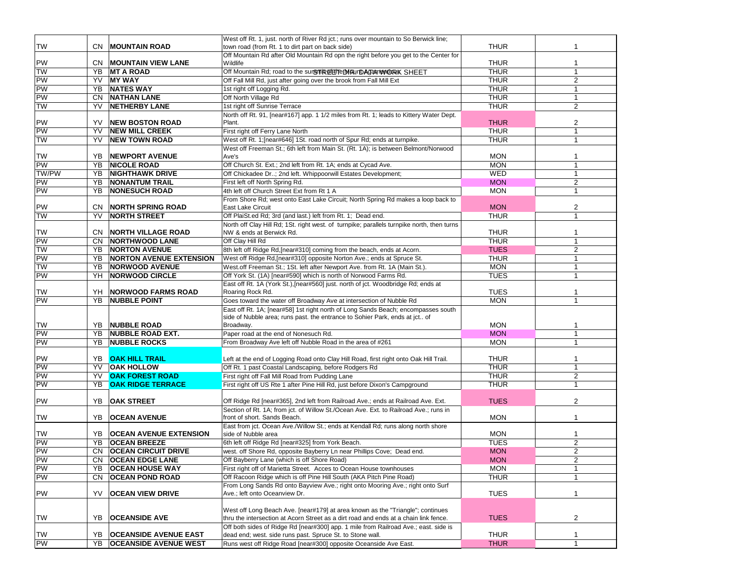| | | | | | |
|---|---|---|---|---|---|
| TW | CN | MOUNTAIN ROAD | West off Rt. 1, just. north of River Rd jct.; runs over mountain to So Berwick line; town road (from Rt. 1 to dirt part on back side) | THUR | 1 |
| PW | CN | MOUNTAIN VIEW LANE | Off Mountain Rd after Old Mountain Rd opn the right before you get to the Center for Wildlife | THUR | 1 |
| TW | YB | MT A ROAD | Off Mountain Rd; road to the summit of Mt. Agamenticus | THUR | 1 |
| PW | YV | MY WAY | Off Fall Mill Rd, just after going over the brook from Fall Mill Ext | THUR | 2 |
| PW | YB | NATES WAY | 1st right off Logging Rd. | THUR | 1 |
| PW | CN | NATHAN LANE | Off North Village Rd | THUR | 1 |
| TW | YV | NETHERBY LANE | 1st right off Sunrise Terrace | THUR | 2 |
| PW | YV | NEW BOSTON ROAD | North off Rt. 91, [near#167] app. 1 1/2 miles from Rt. 1; leads to Kittery Water Dept. Plant. | THUR | 2 |
| PW | YV | NEW MILL CREEK | First right off Ferry Lane North | THUR | 1 |
| TW | YV | NEW TOWN ROAD | West off Rt. 1;[near#646] 1St. road north of Spur Rd; ends at turnpike. | THUR | 1 |
| TW | YB | NEWPORT AVENUE | West off Freeman St.; 6th left from Main St. (Rt. 1A); is between Belmont/Norwood Ave's | MON | 1 |
| PW | YB | NICOLE ROAD | Off Church St. Ext.; 2nd left from Rt. 1A; ends at Cycad Ave. | MON | 1 |
| TW/PW | YB | NIGHTHAWK DRIVE | Off Chickadee Dr..; 2nd left. Whippoorwill Estates Development; | WED | 1 |
| PW | YB | NONANTUM TRAIL | First left off North Spring Rd. | MON | 2 |
| PW | YB | NONESUCH ROAD | 4th left off Church Street Ext from Rt 1 A | MON | 1 |
| PW | CN | NORTH SPRING ROAD | From Shore Rd; west onto East Lake Circuit; North Spring Rd makes a loop back to East Lake Circuit | MON | 2 |
| TW | YV | NORTH STREET | Off PlaiSt.ed Rd; 3rd (and last.) left from Rt. 1; Dead end. | THUR | 1 |
| TW | CN | NORTH VILLAGE ROAD | North off Clay Hill Rd; 1St. right west. of turnpike; parallels turnpike north, then turns NW & ends at Berwick Rd. | THUR | 1 |
| PW | CN | NORTHWOOD LANE | Off Clay Hill Rd | THUR | 1 |
| TW | YB | NORTON AVENUE | 8th left off Ridge Rd,[near#310] coming from the beach, ends at Acorn. | TUES | 2 |
| PW | YB | NORTON AVENUE EXTENSION | West off Ridge Rd,[near#310] opposite Norton Ave.; ends at Spruce St. | THUR | 1 |
| TW | YB | NORWOOD AVENUE | West.off Freeman St.; 1St. left after Newport Ave. from Rt. 1A (Main St.). | MON | 1 |
| PW | YH | NORWOOD CIRCLE | Off York St. (1A) [near#590] which is north of Norwood Farms Rd. | TUES | 1 |
| TW | YH | NORWOOD FARMS ROAD | East off Rt. 1A (York St.),[near#560] just. north of jct. Woodbridge Rd; ends at Roaring Rock Rd. | TUES | 1 |
| PW | YB | NUBBLE POINT | Goes toward the water off Broadway Ave at intersection of Nubble Rd | MON | 1 |
| TW | YB | NUBBLE ROAD | East off Rt. 1A; [near#58] 1st right north of Long Sands Beach; encompasses south side of Nubble area; runs past. the entrance to Sohier Park, ends at jct.. of Broadway. | MON | 1 |
| PW | YB | NUBBLE ROAD EXT. | Paper road at the end of Nonesuch Rd. | MON | 1 |
| PW | YB | NUBBLE ROCKS | From Broadway Ave left off Nubble Road in the area of #261 | MON | 1 |
| PW | YB | OAK HILL TRAIL | Left at the end of Logging Road onto Clay Hill Road, first right onto Oak Hill Trail. | THUR | 1 |
| PW | YV | OAK HOLLOW | Off Rt. 1 past Coastal Landscaping, before Rodgers Rd | THUR | 1 |
| PW | YV | OAK FOREST ROAD | First right off Fall Mill Road from Pudding Lane | THUR | 2 |
| PW | YB | OAK RIDGE TERRACE | First right off US Rte 1 after Pine Hill Rd, just before Dixon's Campground | THUR | 1 |
| PW | YB | OAK STREET | Off Ridge Rd [near#365], 2nd left from Railroad Ave.; ends at Railroad Ave. Ext. | TUES | 2 |
| TW | YB | OCEAN AVENUE | Section of Rt. 1A; from jct. of Willow St./Ocean Ave. Ext. to Railroad Ave.; runs in front of short. Sands Beach. | MON | 1 |
| TW | YB | OCEAN AVENUE EXTENSION | East from jct. Ocean Ave./Willow St.; ends at Kendall Rd; runs along north shore side of Nubble area | MON | 1 |
| PW | YB | OCEAN BREEZE | 6th left off Ridge Rd [near#325] from York Beach. | TUES | 2 |
| PW | CN | OCEAN CIRCUIT DRIVE | west. off Shore Rd, opposite Bayberry Ln near Phillips Cove; Dead end. | MON | 2 |
| PW | CN | OCEAN EDGE LANE | Off Bayberry Lane (which is off Shore Road) | MON | 2 |
| PW | YB | OCEAN HOUSE WAY | First right off of Marietta Street. Acces to Ocean House townhouses | MON | 1 |
| PW | CN | OCEAN POND ROAD | Off Racoon Ridge which is off Pine Hill South (AKA Pitch Pine Road) | THUR | 1 |
| PW | YV | OCEAN VIEW DRIVE | From Long Sands Rd onto Bayview Ave.; right onto Mooring Ave.; right onto Surf Ave.; left onto Oceanview Dr. | TUES | 1 |
| TW | YB | OCEANSIDE AVE | West off Long Beach Ave. [near#179] at area known as the "Triangle"; continues thru the intersection at Acorn Street as a dirt road and ends at a chain link fence. | TUES | 2 |
| TW | YB | OCEANSIDE AVENUE EAST | Off both sides of Ridge Rd [near#300] app. 1 mile from Railroad Ave.; east. side is dead end; west. side runs past. Spruce St. to Stone wall. | THUR | 1 |
| PW | YB | OCEANSIDE AVENUE WEST | Runs west off Ridge Road [near#300] opposite Oceanside Ave East. | THUR | 1 |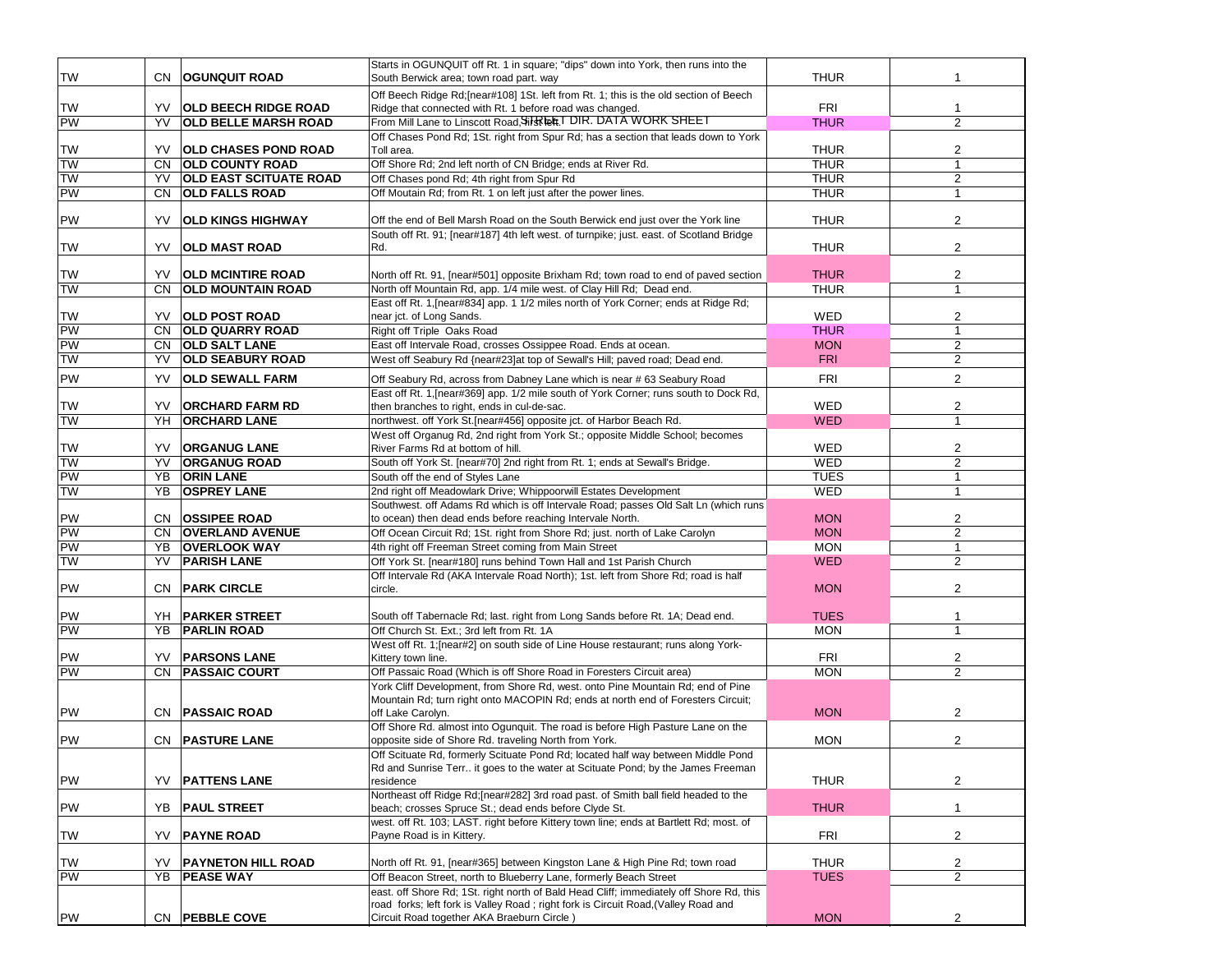| | | | | | |
|---|---|---|---|---|---|
| TW | CN | OGUNQUIT ROAD | Starts in OGUNQUIT off Rt. 1 in square; "dips" down into York, then runs into the South Berwick area; town road part. way | THUR | 1 |
| TW | YV | OLD BEECH RIDGE ROAD | Off Beech Ridge Rd;[near#108] 1St. left from Rt. 1; this is the old section of Beech Ridge that connected with Rt. 1 before road was changed. | FRI | 1 |
| PW | YV | OLD BELLE MARSH ROAD | From Mill Lane to Linscott Road, first left. STREET DIR. DATA WORK SHEET | THUR | 2 |
| TW | YV | OLD CHASES POND ROAD | Off Chases Pond Rd; 1St. right from Spur Rd; has a section that leads down to York Toll area. | THUR | 2 |
| TW | CN | OLD COUNTY ROAD | Off Shore Rd; 2nd left north of CN Bridge; ends at River Rd. | THUR | 1 |
| TW | YV | OLD EAST SCITUATE ROAD | Off Chases pond Rd; 4th right from Spur Rd | THUR | 2 |
| PW | CN | OLD FALLS ROAD | Off Moutain Rd; from Rt. 1 on left just after the power lines. | THUR | 1 |
| PW | YV | OLD KINGS HIGHWAY | Off the end of Bell Marsh Road on the South Berwick end just over the York line | THUR | 2 |
| TW | YV | OLD MAST ROAD | South off Rt. 91; [near#187] 4th left west. of turnpike; just. east. of Scotland Bridge Rd. | THUR | 2 |
| TW | YV | OLD MCINTIRE ROAD | North off Rt. 91, [near#501] opposite Brixham Rd; town road to end of paved section | THUR | 2 |
| TW | CN | OLD MOUNTAIN ROAD | North off Mountain Rd, app. 1/4 mile west. of Clay Hill Rd; Dead end. | THUR | 1 |
| TW | YV | OLD POST ROAD | East off Rt. 1,[near#834] app. 1 1/2 miles north of York Corner; ends at Ridge Rd; near jct. of Long Sands. | WED | 2 |
| PW | CN | OLD QUARRY ROAD | Right off Triple Oaks Road | THUR | 1 |
| PW | CN | OLD SALT LANE | East off Intervale Road, crosses Ossippee Road. Ends at ocean. | MON | 2 |
| TW | YV | OLD SEABURY ROAD | West off Seabury Rd {near#23]at top of Sewall's Hill; paved road; Dead end. | FRI | 2 |
| PW | YV | OLD SEWALL FARM | Off Seabury Rd, across from Dabney Lane which is near # 63 Seabury Road | FRI | 2 |
| TW | YV | ORCHARD FARM RD | East off Rt. 1,[near#369] app. 1/2 mile south of York Corner; runs south to Dock Rd, then branches to right, ends in cul-de-sac. | WED | 2 |
| TW | YH | ORCHARD LANE | northwest. off York St.[near#456] opposite jct. of Harbor Beach Rd. | WED | 1 |
| TW | YV | ORGANUG LANE | West off Organug Rd, 2nd right from York St.; opposite Middle School; becomes River Farms Rd at bottom of hill. | WED | 2 |
| TW | YV | ORGANUG ROAD | South off York St. [near#70] 2nd right from Rt. 1; ends at Sewall's Bridge. | WED | 2 |
| PW | YB | ORIN LANE | South off the end of Styles Lane | TUES | 1 |
| TW | YB | OSPREY LANE | 2nd right off Meadowlark Drive; Whippoorwill Estates Development | WED | 1 |
| PW | CN | OSSIPEE ROAD | Southwest. off Adams Rd which is off Intervale Road; passes Old Salt Ln (which runs to ocean) then dead ends before reaching Intervale North. | MON | 2 |
| PW | CN | OVERLAND AVENUE | Off Ocean Circuit Rd; 1St. right from Shore Rd; just. north of Lake Carolyn | MON | 2 |
| PW | YB | OVERLOOK WAY | 4th right off Freeman Street coming from Main Street | MON | 1 |
| TW | YV | PARISH LANE | Off York St. [near#180] runs behind Town Hall and 1st Parish Church | WED | 2 |
| PW | CN | PARK CIRCLE | Off Intervale Rd (AKA Intervale Road North); 1st. left from Shore Rd; road is half circle. | MON | 2 |
| PW | YH | PARKER STREET | South off Tabernacle Rd; last. right from Long Sands before Rt. 1A; Dead end. | TUES | 1 |
| PW | YB | PARLIN ROAD | Off Church St. Ext.; 3rd left from Rt. 1A | MON | 1 |
| PW | YV | PARSONS LANE | West off Rt. 1;[near#2] on south side of Line House restaurant; runs along York-Kittery town line. | FRI | 2 |
| PW | CN | PASSAIC COURT | Off Passaic Road (Which is off Shore Road in Foresters Circuit area) | MON | 2 |
| PW | CN | PASSAIC ROAD | York Cliff Development, from Shore Rd, west. onto Pine Mountain Rd; end of Pine Mountain Rd; turn right onto MACOPIN Rd; ends at north end of Foresters Circuit; off Lake Carolyn. | MON | 2 |
| PW | CN | PASTURE LANE | Off Shore Rd. almost into Ogunquit. The road is before High Pasture Lane on the opposite side of Shore Rd. traveling North from York. | MON | 2 |
| PW | YV | PATTENS LANE | Off Scituate Rd, formerly Scituate Pond Rd; located half way between Middle Pond Rd and Sunrise Terr.. it goes to the water at Scituate Pond; by the James Freeman residence | THUR | 2 |
| PW | YB | PAUL STREET | Northeast off Ridge Rd;[near#282] 3rd road past. of Smith ball field headed to the beach; crosses Spruce St.; dead ends before Clyde St. | THUR | 1 |
| TW | YV | PAYNE ROAD | west. off Rt. 103; LAST. right before Kittery town line; ends at Bartlett Rd; most. of Payne Road is in Kittery. | FRI | 2 |
| TW | YV | PAYNETON HILL ROAD | North off Rt. 91, [near#365] between Kingston Lane & High Pine Rd; town road | THUR | 2 |
| PW | YB | PEASE WAY | Off Beacon Street, north to Blueberry Lane, formerly Beach Street | TUES | 2 |
| PW | CN | PEBBLE COVE | east. off Shore Rd; 1St. right north of Bald Head Cliff; immediately off Shore Rd, this road forks; left fork is Valley Road ; right fork is Circuit Road,(Valley Road and Circuit Road together AKA Braeburn Circle ) | MON | 2 |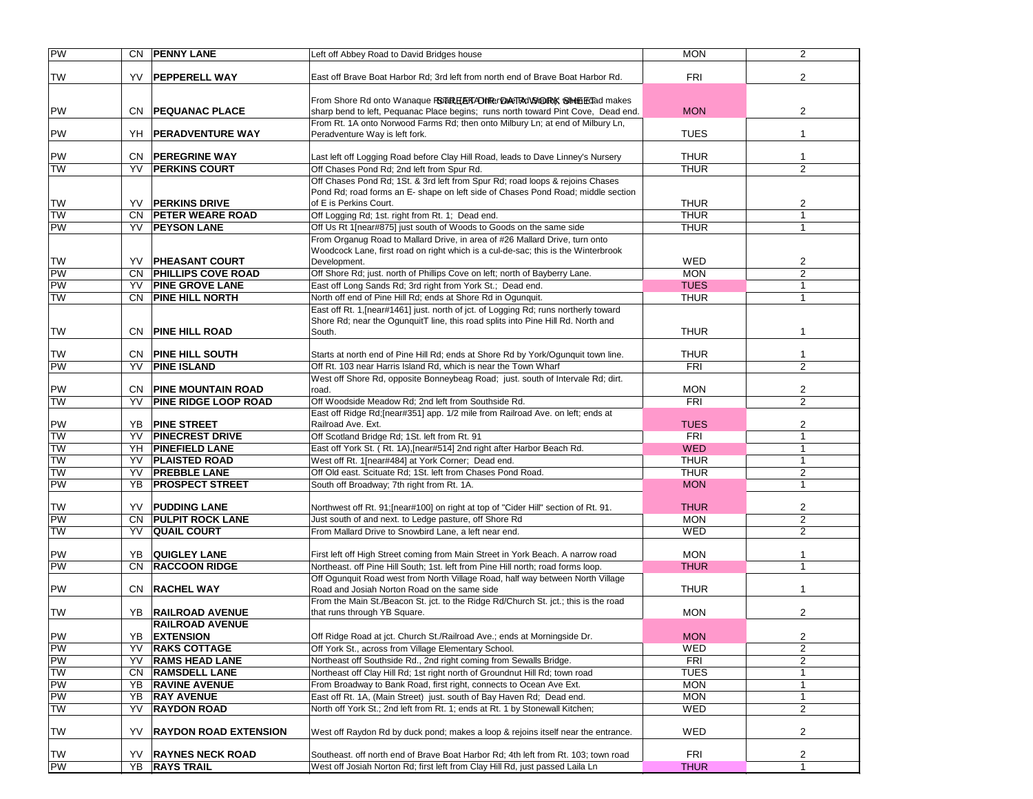|  |  |  |  |  |  |
|---|---|---|---|---|---|
| PW | CN | **PENNY LANE** | Left off Abbey Road to David Bridges house | MON | 2 |
| TW | YV | **PEPPERELL WAY** | East off Brave Boat Harbor Rd; 3rd left from north end of Brave Boat Harbor Rd. | FRI | 2 |
| PW | CN | **PEQUANAC PLACE** | From Shore Rd onto Wanaque Rd; after Wanaque Road makes sharp bend to left, Pequanac Place begins; runs north toward Pint Cove, Dead end. | MON | 2 |
| PW | YH | **PERADVENTURE WAY** | From Rt. 1A onto Norwood Farms Rd; then onto Milbury Ln; at end of Milbury Ln, Peradventure Way is left fork. | TUES | 1 |
| PW | CN | **PEREGRINE WAY** | Last left off Logging Road before Clay Hill Road, leads to Dave Linney's Nursery | THUR | 1 |
| TW | YV | **PERKINS COURT** | Off Chases Pond Rd; 2nd left from Spur Rd. | THUR | 2 |
| TW | YV | **PERKINS DRIVE** | Off Chases Pond Rd; 1St. & 3rd left from Spur Rd; road loops & rejoins Chases Pond Rd; road forms an E- shape on left side of Chases Pond Road; middle section of E is Perkins Court. | THUR | 2 |
| TW | CN | **PETER WEARE ROAD** | Off Logging Rd; 1st. right from Rt. 1; Dead end. | THUR | 1 |
| PW | YV | **PEYSON LANE** | Off Us Rt 1[near#875] just south of Woods to Goods on the same side | THUR | 1 |
| TW | YV | **PHEASANT COURT** | From Organug Road to Mallard Drive, in area of #26 Mallard Drive, turn onto Woodcock Lane, first road on right which is a cul-de-sac; this is the Winterbrook Development. | WED | 2 |
| PW | CN | **PHILLIPS COVE ROAD** | Off Shore Rd; just. north of Phillips Cove on left; north of Bayberry Lane. | MON | 2 |
| PW | YV | **PINE GROVE LANE** | East off Long Sands Rd; 3rd right from York St.; Dead end. | TUES | 1 |
| TW | CN | **PINE HILL NORTH** | North off end of Pine Hill Rd; ends at Shore Rd in Ogunquit. | THUR | 1 |
| TW | CN | **PINE HILL ROAD** | East off Rt. 1,[near#1461] just. north of jct. of Logging Rd; runs northerly toward Shore Rd; near the OgunquitT line, this road splits into Pine Hill Rd. North and South. | THUR | 1 |
| TW | CN | **PINE HILL SOUTH** | Starts at north end of Pine Hill Rd; ends at Shore Rd by York/Ogunquit town line. | THUR | 1 |
| PW | YV | **PINE ISLAND** | Off Rt. 103 near Harris Island Rd, which is near the Town Wharf | FRI | 2 |
| PW | CN | **PINE MOUNTAIN ROAD** | West off Shore Rd, opposite Bonneybeag Road; just. south of Intervale Rd; dirt. road. | MON | 2 |
| TW | YV | **PINE RIDGE LOOP ROAD** | Off Woodside Meadow Rd; 2nd left from Southside Rd. | FRI | 2 |
| PW | YB | **PINE STREET** | East off Ridge Rd;[near#351] app. 1/2 mile from Railroad Ave. on left; ends at Railroad Ave. Ext. | TUES | 2 |
| TW | YV | **PINECREST DRIVE** | Off Scotland Bridge Rd; 1St. left from Rt. 91 | FRI | 1 |
| TW | YH | **PINEFIELD LANE** | East off York St. ( Rt. 1A),[near#514] 2nd right after Harbor Beach Rd. | WED | 1 |
| TW | YV | **PLAISTED ROAD** | West off Rt. 1[near#484] at York Corner; Dead end. | THUR | 1 |
| TW | YV | **PREBBLE LANE** | Off Old east. Scituate Rd; 1St. left from Chases Pond Road. | THUR | 2 |
| PW | YB | **PROSPECT STREET** | South off Broadway; 7th right from Rt. 1A. | MON | 1 |
| TW | YV | **PUDDING LANE** | Northwest off Rt. 91;[near#100] on right at top of "Cider Hill" section of Rt. 91. | THUR | 2 |
| PW | CN | **PULPIT ROCK LANE** | Just south of and next. to Ledge pasture, off Shore Rd | MON | 2 |
| TW | YV | **QUAIL COURT** | From Mallard Drive to Snowbird Lane, a left near end. | WED | 2 |
| PW | YB | **QUIGLEY LANE** | First left off High Street coming from Main Street in York Beach. A narrow road | MON | 1 |
| PW | CN | **RACCOON RIDGE** | Northeast. off Pine Hill South; 1st. left from Pine Hill north; road forms loop. | THUR | 1 |
| PW | CN | **RACHEL WAY** | Off Ogunquit Road west from North Village Road, half way between North Village Road and Josiah Norton Road on the same side | THUR | 1 |
| TW | YB | **RAILROAD AVENUE** | From the Main St./Beacon St. jct. to the Ridge Rd/Church St. jct.; this is the road that runs through YB Square. | MON | 2 |
| PW | YB | **RAILROAD AVENUE EXTENSION** | Off Ridge Road at jct. Church St./Railroad Ave.; ends at Morningside Dr. | MON | 2 |
| PW | YV | **RAKS COTTAGE** | Off York St., across from Village Elementary School. | WED | 2 |
| PW | YV | **RAMS HEAD LANE** | Northeast off Southside Rd., 2nd right coming from Sewalls Bridge. | FRI | 2 |
| TW | CN | **RAMSDELL LANE** | Northeast off Clay Hill Rd; 1st right north of Groundnut Hill Rd; town road | TUES | 1 |
| PW | YB | **RAVINE AVENUE** | From Broadway to Bank Road, first right, connects to Ocean Ave Ext. | MON | 1 |
| PW | YB | **RAY AVENUE** | East off Rt. 1A, (Main Street) just. south of Bay Haven Rd; Dead end. | MON | 1 |
| TW | YV | **RAYDON ROAD** | North off York St.; 2nd left from Rt. 1; ends at Rt. 1 by Stonewall Kitchen; | WED | 2 |
| TW | YV | **RAYDON ROAD EXTENSION** | West off Raydon Rd by duck pond; makes a loop & rejoins itself near the entrance. | WED | 2 |
| TW | YV | **RAYNES NECK ROAD** | Southeast. off north end of Brave Boat Harbor Rd; 4th left from Rt. 103; town road | FRI | 2 |
| PW | YB | **RAYS TRAIL** | West off Josiah Norton Rd; first left from Clay Hill Rd, just passed Laila Ln | THUR | 1 |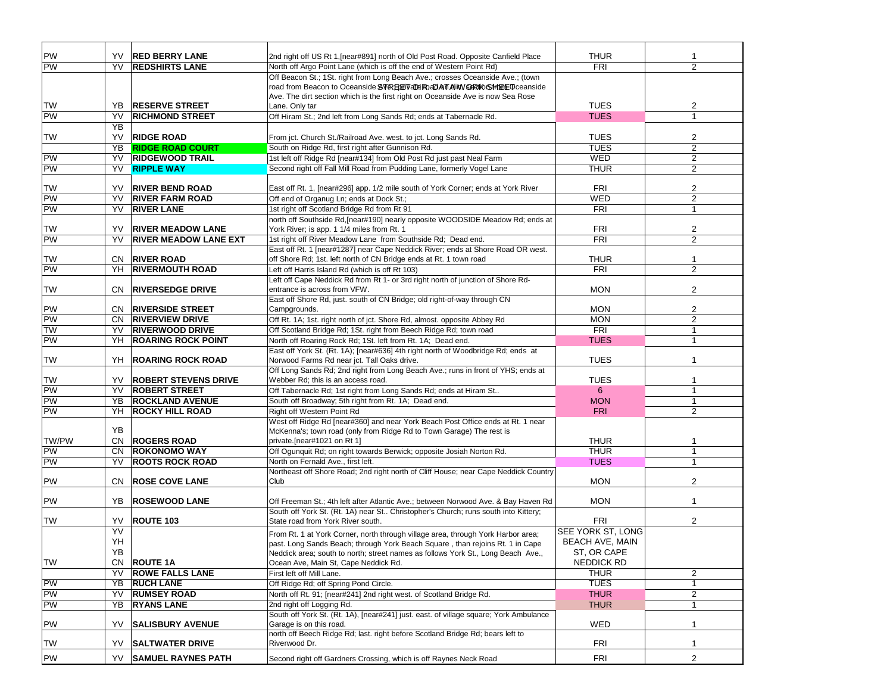| | | | | | |
|---|---|---|---|---|---|
| PW | YV | **RED BERRY LANE** | 2nd right off US Rt 1,[near#891] north of Old Post Road. Opposite Canfield Place | THUR | 1 |
| PW | YV | **REDSHIRTS LANE** | North off Argo Point Lane (which is off the end of Western Point Rd) | FRI | 2 |
| TW | YB | **RESERVE STREET** | Off Beacon St.; 1St. right from Long Beach Ave.; crosses Oceanside Ave.; (town road from Beacon to Oceanside Ave.) Dirt road from Oceanside Ave. The dirt section which is the first right on Oceanside Ave is now Sea Rose Lane. Only tar | TUES | 2 |
| PW | YV | **RICHMOND STREET** | Off Hiram St.; 2nd left from Long Sands Rd; ends at Tabernacle Rd. | TUES | 1 |
| TW | YB YV | **RIDGE ROAD** | From jct. Church St./Railroad Ave. west. to jct. Long Sands Rd. | TUES | 2 |
| | YB | **RIDGE ROAD COURT** | South on Ridge Rd, first right after Gunnison Rd. | TUES | 2 |
| PW | YV | **RIDGEWOOD TRAIL** | 1st left off Ridge Rd [near#134] from Old Post Rd just past Neal Farm | WED | 2 |
| PW | YV | **RIPPLE WAY** | Second right off Fall Mill Road from Pudding Lane, formerly Vogel Lane | THUR | 2 |
| TW | YV | **RIVER BEND ROAD** | East off Rt. 1, [near#296] app. 1/2 mile south of York Corner; ends at York River | FRI | 2 |
| PW | YV | **RIVER FARM ROAD** | Off end of Organug Ln; ends at Dock St.; | WED | 2 |
| PW | YV | **RIVER LANE** | 1st right off Scotland Bridge Rd from Rt 91 | FRI | 1 |
| TW | YV | **RIVER MEADOW LANE** | north off Southside Rd,[near#190] nearly opposite WOODSIDE Meadow Rd; ends at York River; is app. 1 1/4 miles from Rt. 1 | FRI | 2 |
| PW | YV | **RIVER MEADOW LANE EXT** | 1st right off River Meadow Lane from Southside Rd; Dead end. | FRI | 2 |
| TW | CN | **RIVER ROAD** | East off Rt. 1 [near#1287] near Cape Neddick River; ends at Shore Road OR west. off Shore Rd; 1st. left north of CN Bridge ends at Rt. 1 town road | THUR | 1 |
| PW | YH | **RIVERMOUTH ROAD** | Left off Harris Island Rd (which is off Rt 103) | FRI | 2 |
| TW | CN | **RIVERSEDGE DRIVE** | Left off Cape Neddick Rd from Rt 1- or 3rd right north of junction of Shore Rd- entrance is across from VFW. | MON | 2 |
| PW | CN | **RIVERSIDE STREET** | East off Shore Rd, just. south of CN Bridge; old right-of-way through CN Campgrounds. | MON | 2 |
| PW | CN | **RIVERVIEW DRIVE** | Off Rt. 1A; 1st. right north of jct. Shore Rd, almost. opposite Abbey Rd | MON | 2 |
| TW | YV | **RIVERWOOD DRIVE** | Off Scotland Bridge Rd; 1St. right from Beech Ridge Rd; town road | FRI | 1 |
| PW | YH | **ROARING ROCK POINT** | North off Roaring Rock Rd; 1St. left from Rt. 1A; Dead end. | TUES | 1 |
| TW | YH | **ROARING ROCK ROAD** | East off York St. (Rt. 1A); [near#636] 4th right north of Woodbridge Rd; ends at Norwood Farms Rd near jct. Tall Oaks drive. | TUES | 1 |
| TW | YV | **ROBERT STEVENS DRIVE** | Off Long Sands Rd; 2nd right from Long Beach Ave.; runs in front of YHS; ends at Webber Rd; this is an access road. | TUES | 1 |
| PW | YV | **ROBERT STREET** | Off Tabernacle Rd; 1st right from Long Sands Rd; ends at Hiram St.. | 6 | 1 |
| PW | YB | **ROCKLAND AVENUE** | South off Broadway; 5th right from Rt. 1A; Dead end. | MON | 1 |
| PW | YH | **ROCKY HILL ROAD** | Right off Western Point Rd | FRI | 2 |
| TW/PW | YB CN | **ROGERS ROAD** | West off Ridge Rd [near#360] and near York Beach Post Office ends at Rt. 1 near McKenna's; town road (only from Ridge Rd to Town Garage) The rest is private.[near#1021 on Rt 1] | THUR | 1 |
| PW | CN | **ROKONOMO WAY** | Off Ogunquit Rd; on right towards Berwick; opposite Josiah Norton Rd. | THUR | 1 |
| PW | YV | **ROOTS ROCK ROAD** | North on Fernald Ave., first left. | TUES | 1 |
| PW | CN | **ROSE COVE LANE** | Northeast off Shore Road; 2nd right north of Cliff House; near Cape Neddick Country Club | MON | 2 |
| PW | YB | **ROSEWOOD LANE** | Off Freeman St.; 4th left after Atlantic Ave.; between Norwood Ave. & Bay Haven Rd | MON | 1 |
| TW | YV | **ROUTE 103** | South off York St. (Rt. 1A) near St.. Christopher's Church; runs south into Kittery; State road from York River south. | FRI | 2 |
| TW | YV YH YB CN | **ROUTE 1A** | From Rt. 1 at York Corner, north through village area, through York Harbor area; past. Long Sands Beach; through York Beach Square , than rejoins Rt. 1 in Cape Neddick area; south to north; street names as follows York St., Long Beach Ave., Ocean Ave, Main St, Cape Neddick Rd. | SEE YORK ST, LONG BEACH AVE, MAIN ST, OR CAPE NEDDICK RD | |
| | YV | **ROWE FALLS LANE** | First left off Mill Lane. | THUR | 2 |
| PW | YB | **RUCH LANE** | Off Ridge Rd; off Spring Pond Circle. | TUES | 1 |
| PW | YV | **RUMSEY ROAD** | North off Rt. 91; [near#241] 2nd right west. of Scotland Bridge Rd. | THUR | 2 |
| PW | YB | **RYANS LANE** | 2nd right off Logging Rd. | THUR | 1 |
| PW | YV | **SALISBURY AVENUE** | South off York St. (Rt. 1A), [near#241] just. east. of village square; York Ambulance Garage is on this road. | WED | 1 |
| TW | YV | **SALTWATER DRIVE** | north off Beech Ridge Rd; last. right before Scotland Bridge Rd; bears left to Riverwood Dr. | FRI | 1 |
| PW | YV | **SAMUEL RAYNES PATH** | Second right off Gardners Crossing, which is off Raynes Neck Road | FRI | 2 |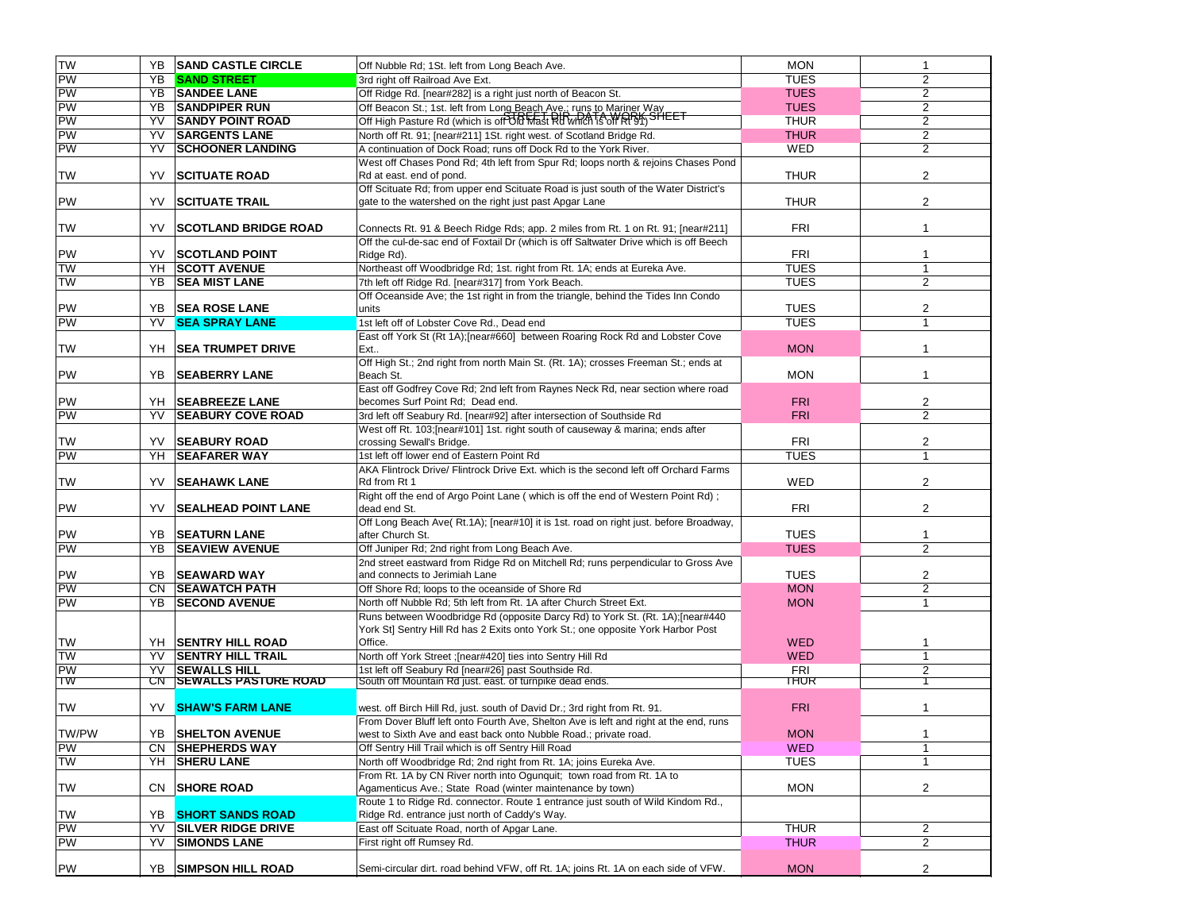| | | | | | |
|---|---|---|---|---|---|
| TW | YB | **SAND CASTLE CIRCLE** | Off Nubble Rd; 1St. left from Long Beach Ave. | MON | 1 |
| PW | YB | **SAND STREET** | 3rd right off Railroad Ave Ext. | TUES | 2 |
| PW | YB | **SANDEE LANE** | Off Ridge Rd. [near#282] is a right just north of Beacon St. | TUES | 2 |
| PW | YB | **SANDPIPER RUN** | Off Beacon St.; 1st. left from Long Beach Ave.; runs to Mariner Way | TUES | 2 |
| PW | YV | **SANDY POINT ROAD** | Off High Pasture Rd (which is off Old Mast Rd which is off Rt 91) | THUR | 2 |
| PW | YV | **SARGENTS LANE** | North off Rt. 91; [near#211] 1St. right west. of Scotland Bridge Rd. | THUR | 2 |
| PW | YV | **SCHOONER LANDING** | A continuation of Dock Road; runs off Dock Rd to the York River. | WED | 2 |
| TW | YV | **SCITUATE ROAD** | West off Chases Pond Rd; 4th left from Spur Rd; loops north & rejoins Chases Pond Rd at east. end of pond. | THUR | 2 |
| PW | YV | **SCITUATE TRAIL** | Off Scituate Rd; from upper end Scituate Road is just south of the Water District's gate to the watershed on the right just past Apgar Lane | THUR | 2 |
| TW | YV | **SCOTLAND BRIDGE ROAD** | Connects Rt. 91 & Beech Ridge Rds; app. 2 miles from Rt. 1 on Rt. 91; [near#211] | FRI | 1 |
| PW | YV | **SCOTLAND POINT** | Off the cul-de-sac end of Foxtail Dr (which is off Saltwater Drive which is off Beech Ridge Rd). | FRI | 1 |
| TW | YH | **SCOTT AVENUE** | Northeast off Woodbridge Rd; 1st. right from Rt. 1A; ends at Eureka Ave. | TUES | 1 |
| TW | YB | **SEA MIST LANE** | 7th left off Ridge Rd. [near#317] from York Beach. | TUES | 2 |
| PW | YB | **SEA ROSE LANE** | Off Oceanside Ave; the 1st right in from the triangle, behind the Tides Inn Condo units | TUES | 2 |
| PW | YV | **SEA SPRAY LANE** | 1st left off of Lobster Cove Rd., Dead end | TUES | 1 |
| TW | YH | **SEA TRUMPET DRIVE** | East off York St (Rt 1A);[near#660] between Roaring Rock Rd and Lobster Cove Ext.. | MON | 1 |
| PW | YB | **SEABERRY LANE** | Off High St.; 2nd right from north Main St. (Rt. 1A); crosses Freeman St.; ends at Beach St. | MON | 1 |
| PW | YH | **SEABREEZE LANE** | East off Godfrey Cove Rd; 2nd left from Raynes Neck Rd, near section where road becomes Surf Point Rd; Dead end. | FRI | 2 |
| PW | YV | **SEABURY COVE ROAD** | 3rd left off Seabury Rd. [near#92] after intersection of Southside Rd | FRI | 2 |
| TW | YV | **SEABURY ROAD** | West off Rt. 103;[near#101] 1st. right south of causeway & marina; ends after crossing Sewall's Bridge. | FRI | 2 |
| PW | YH | **SEAFARER WAY** | 1st left off lower end of Eastern Point Rd | TUES | 1 |
| TW | YV | **SEAHAWK LANE** | AKA Flintrock Drive/ Flintrock Drive Ext. which is the second left off Orchard Farms Rd from Rt 1 | WED | 2 |
| PW | YV | **SEALHEAD POINT LANE** | Right off the end of Argo Point Lane ( which is off the end of Western Point Rd) ; dead end St. | FRI | 2 |
| PW | YB | **SEATURN LANE** | Off Long Beach Ave( Rt.1A); [near#10] it is 1st. road on right just. before Broadway, after Church St. | TUES | 1 |
| PW | YB | **SEAVIEW AVENUE** | Off Juniper Rd; 2nd right from Long Beach Ave. | TUES | 2 |
| PW | YB | **SEAWARD WAY** | 2nd street eastward from Ridge Rd on Mitchell Rd; runs perpendicular to Gross Ave and connects to Jerimiah Lane | TUES | 2 |
| PW | CN | **SEAWATCH PATH** | Off Shore Rd; loops to the oceanside of Shore Rd | MON | 2 |
| PW | YB | **SECOND AVENUE** | North off Nubble Rd; 5th left from Rt. 1A after Church Street Ext. | MON | 1 |
| TW | YH | **SENTRY HILL ROAD** | Runs between Woodbridge Rd (opposite Darcy Rd) to York St. (Rt. 1A);[near#440 York St] Sentry Hill Rd has 2 Exits onto York St.; one opposite York Harbor Post Office. | WED | 1 |
| TW | YV | **SENTRY HILL TRAIL** | North off York Street ;[near#420] ties into Sentry Hill Rd | WED | 1 |
| PW | YV | **SEWALLS HILL** | 1st left off Seabury Rd [near#26] past Southside Rd. | FRI | 2 |
| TW | CN | **SEWALLS PASTURE ROAD** | South off Mountain Rd just. east. of turnpike dead ends. | THUR | 1 |
| TW | YV | **SHAW'S FARM LANE** | west. off Birch Hill Rd, just. south of David Dr.; 3rd right from Rt. 91. | FRI | 1 |
| TW/PW | YB | **SHELTON AVENUE** | From Dover Bluff left onto Fourth Ave, Shelton Ave is left and right at the end, runs west to Sixth Ave and east back onto Nubble Road.; private road. | MON | 1 |
| PW | CN | **SHEPHERDS WAY** | Off Sentry Hill Trail which is off Sentry Hill Road | WED | 1 |
| TW | YH | **SHERU LANE** | North off Woodbridge Rd; 2nd right from Rt. 1A; joins Eureka Ave. | TUES | 1 |
| TW | CN | **SHORE ROAD** | From Rt. 1A by CN River north into Ogunquit; town road from Rt. 1A to Agamenticus Ave.; State Road (winter maintenance by town) | MON | 2 |
| TW | YB | **SHORT SANDS ROAD** | Route 1 to Ridge Rd. connector. Route 1 entrance just south of Wild Kindom Rd., Ridge Rd. entrance just north of Caddy's Way. | | |
| PW | YV | **SILVER RIDGE DRIVE** | East off Scituate Road, north of Apgar Lane. | THUR | 2 |
| PW | YV | **SIMONDS LANE** | First right off Rumsey Rd. | THUR | 2 |
| PW | YB | **SIMPSON HILL ROAD** | Semi-circular dirt. road behind VFW, off Rt. 1A; joins Rt. 1A on each side of VFW. | MON | 2 |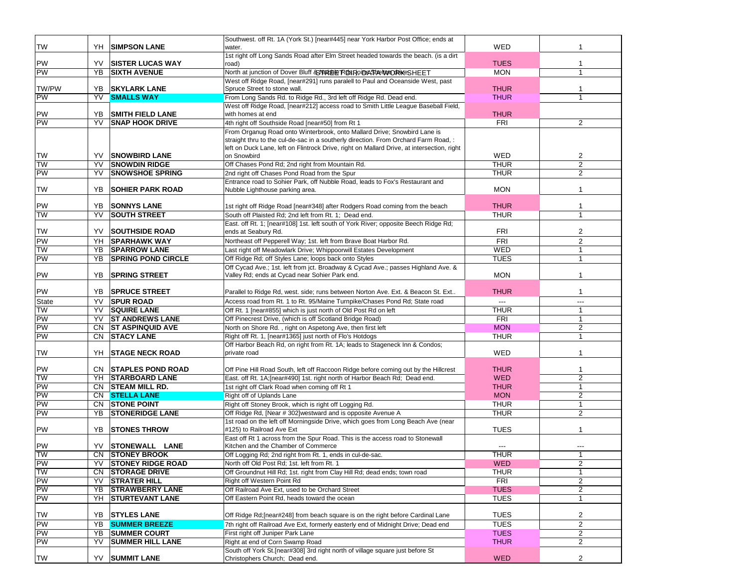| | | | | | |
|---|---|---|---|---|---|
| TW | YH | **SIMPSON LANE** | Southwest. off Rt. 1A (York St.) [near#445] near York Harbor Post Office; ends at water. | WED | 1 |
| PW | YV | **SISTER LUCAS WAY** | 1st right off Long Sands Road after Elm Street headed towards the beach. (is a dirt road) | TUES | 1 |
| PW | YB | **SIXTH AVENUE** | North at junction of Dover Bluff & ... Drive | MON | 1 |
| TW/PW | YB | **SKYLARK LANE** | West off Ridge Road, [near#291] runs paralell to Paul and Oceanside West, past Spruce Street to stone wall. | THUR | 1 |
| PW | YV | **SMALLS WAY** | From Long Sands Rd. to Ridge Rd., 3rd left off Ridge Rd. Dead end. | THUR | 1 |
| PW | YB | **SMITH FIELD LANE** | West off Ridge Road, [near#212] access road to Smith Little League Baseball Field, with homes at end | THUR | |
| PW | YV | **SNAP HOOK DRIVE** | 4th right off Southside Road [near#50] from Rt 1 | FRI | 2 |
| TW | YV | **SNOWBIRD LANE** | From Organug Road onto Winterbrook, onto Mallard Drive; Snowbird Lane is straight thru to the cul-de-sac in a southerly direction. From Orchard Farm Road, : left on Duck Lane, left on Flintrock Drive, right on Mallard Drive, at intersection, right on Snowbird | WED | 2 |
| TW | YV | **SNOWDIN RIDGE** | Off Chases Pond Rd; 2nd right from Mountain Rd. | THUR | 2 |
| PW | YV | **SNOWSHOE SPRING** | 2nd right off Chases Pond Road from the Spur | THUR | 2 |
| TW | YB | **SOHIER PARK ROAD** | Entrance road to Sohier Park, off Nubble Road, leads to Fox's Restaurant and Nubble Lighthouse parking area. | MON | 1 |
| PW | YB | **SONNYS LANE** | 1st right off Ridge Road [near#348] after Rodgers Road coming from the beach | THUR | 1 |
| TW | YV | **SOUTH STREET** | South off Plaisted Rd; 2nd left from Rt. 1; Dead end. | THUR | 1 |
| TW | YV | **SOUTHSIDE ROAD** | East. off Rt. 1; [near#108] 1st. left south of York River; opposite Beech Ridge Rd; ends at Seabury Rd. | FRI | 2 |
| PW | YH | **SPARHAWK WAY** | Northeast off Pepperell Way; 1st. left from Brave Boat Harbor Rd. | FRI | 2 |
| TW | YB | **SPARROW LANE** | Last right off Meadowlark Drive; Whippoorwill Estates Development | WED | 1 |
| PW | YB | **SPRING POND CIRCLE** | Off Ridge Rd; off Styles Lane; loops back onto Styles | TUES | 1 |
| PW | YB | **SPRING STREET** | Off Cycad Ave.; 1st. left from jct. Broadway & Cycad Ave.; passes Highland Ave. & Valley Rd; ends at Cycad near Sohier Park end. | MON | 1 |
| PW | YB | **SPRUCE STREET** | Parallel to Ridge Rd, west. side; runs between Norton Ave. Ext. & Beacon St. Ext.. | THUR | 1 |
| State | YV | **SPUR ROAD** | Access road from Rt. 1 to Rt. 95/Maine Turnpike/Chases Pond Rd; State road | --- | --- |
| TW | YV | **SQUIRE LANE** | Off Rt. 1 [near#855] which is just north of Old Post Rd on left | THUR | 1 |
| PW | YV | **ST ANDREWS LANE** | Off Pinecrest Drive, (which is off Scotland Bridge Road) | FRI | 1 |
| PW | CN | **ST ASPINQUID AVE** | North on Shore Rd. , right on Aspetong Ave, then first left | MON | 2 |
| PW | CN | **STACY LANE** | Right off Rt. 1, [near#1365] just north of Flo's Hotdogs | THUR | 1 |
| TW | YH | **STAGE NECK ROAD** | Off Harbor Beach Rd, on right from Rt. 1A; leads to Stageneck Inn & Condos; private road | WED | 1 |
| PW | CN | **STAPLES POND ROAD** | Off Pine Hill Road South, left off Raccoon Ridge before coming out by the Hillcrest | THUR | 1 |
| TW | YH | **STARBOARD LANE** | East. off Rt. 1A;[near#490] 1st. right north of Harbor Beach Rd; Dead end. | WED | 2 |
| PW | CN | **STEAM MILL RD.** | 1st right off Clark Road when coming off Rt 1 | THUR | 1 |
| PW | CN | **STELLA LANE** | Right off of Uplands Lane | MON | 2 |
| PW | CN | **STONE POINT** | Right off Stoney Brook, which is right off Logging Rd. | THUR | 1 |
| PW | YB | **STONERIDGE LANE** | Off Ridge Rd, [Near # 302]westward and is opposite Avenue A | THUR | 2 |
| PW | YB | **STONES THROW** | 1st road on the left off Morningside Drive, which goes from Long Beach Ave (near #125) to Railroad Ave Ext | TUES | 1 |
| PW | YV | **STONEWALL LANE** | East off Rt 1 across from the Spur Road. This is the access road to Stonewall Kitchen and the Chamber of Commerce | --- | --- |
| TW | CN | **STONEY BROOK** | Off Logging Rd; 2nd right from Rt. 1, ends in cul-de-sac. | THUR | 1 |
| PW | YV | **STONEY RIDGE ROAD** | North off of Old Post Rd; 1st. left from Rt. 1 | WED | 2 |
| TW | CN | **STORAGE DRIVE** | Off Groundnut Hill Rd; 1st. right from Clay Hill Rd; dead ends; town road | THUR | 1 |
| PW | YV | **STRATER HILL** | Right off Western Point Rd | FRI | 2 |
| PW | YB | **STRAWBERRY LANE** | Off Railroad Ave Ext, used to be Orchard Street | TUES | 2 |
| PW | YH | **STURTEVANT LANE** | Off Eastern Point Rd, heads toward the ocean | TUES | 1 |
| TW | YB | **STYLES LANE** | Off Ridge Rd;[near#248] from beach square is on the right before Cardinal Lane | TUES | 2 |
| PW | YB | **SUMMER BREEZE** | 7th right off Railroad Ave Ext, formerly easterly end of Midnight Drive; Dead end | TUES | 2 |
| PW | YB | **SUMMER COURT** | First right off Juniper Park Lane | TUES | 2 |
| PW | YV | **SUMMER HILL LANE** | Right at end of Corn Swamp Road | THUR | 2 |
| TW | YV | **SUMMIT LANE** | South off York St.[near#308] 3rd right north of village square just before St Christophers Church; Dead end. | WED | 2 |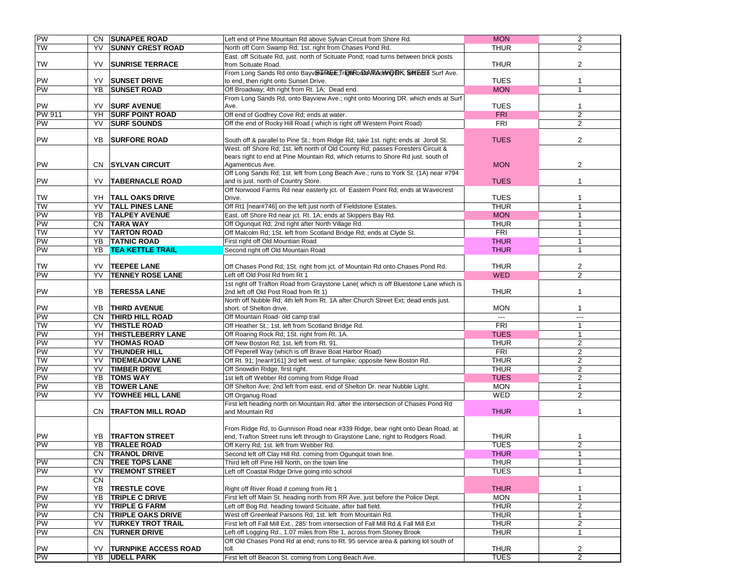| | | | | | |
|---|---|---|---|---|---|
| PW | CN | **SUNAPEE ROAD** | Left end of Pine Mountain Rd above Sylvan Circuit from Shore Rd. | MON | 2 |
| TW | YV | **SUNNY CREST ROAD** | North off Corn Swamp Rd; 1st. right from Chases Pond Rd. | THUR | 2 |
| TW | YV | **SUNRISE TERRACE** | East. off Scituate Rd, just. north of Scituate Pond; road turns between brick posts from Scituate Road. | THUR | 2 |
| PW | YV | **SUNSET DRIVE** | From Long Sands Rd onto Bayview Ave., right onto Mooring DR; left onto Surf Ave. to end, then right onto Sunset Drive. | TUES | 1 |
| PW | YB | **SUNSET ROAD** | Off Broadway; 4th right from Rt. 1A; Dead end. | MON | 1 |
| PW | YV | **SURF AVENUE** | From Long Sands, onto Bayview Ave.; right onto Mooring DR. which ends at Surf Ave. | TUES | 1 |
| PW 911 | YH | **SURF POINT ROAD** | Off end of Godfrey Cove Rd; ends at water. | FRI | 2 |
| PW | YV | **SURF SOUNDS** | Off the end of Rocky Hill Road ( which is right off Western Point Road) | FRI | 2 |
| PW | YB | **SURFORE ROAD** | South off & parallel to Pine St.; from Ridge Rd, take 1st. right; ends at Joroll St. | TUES | 2 |
| PW | CN | **SYLVAN CIRCUIT** | West. off Shore Rd; 1st. left north of Old County Rd; passes Foresters Circuit & bears right to end at Pine Mountain Rd, which returns to Shore Rd just. south of Agamenticus Ave. | MON | 2 |
| PW | YV | **TABERNACLE ROAD** | Off Long Sands Rd; 1st. left from Long Beach Ave.; runs to York St. (1A) near #794 and is just. north of Country Store. | TUES | 1 |
| TW | YH | **TALL OAKS DRIVE** | Off Norwood Farms Rd near easterly jct. of Eastern Point Rd; ends at Wavecrest Drive. | TUES | 1 |
| TW | YV | **TALL PINES LANE** | Off Rt1 [near#746] on the left just north of Fieldstone Estates. | THUR | 1 |
| PW | YB | **TALPEY AVENUE** | East. off Shore Rd near jct. Rt. 1A; ends at Skippers Bay Rd. | MON | 1 |
| PW | CN | **TARA WAY** | Off Ogunquit Rd; 2nd right after North Village Rd. | THUR | 1 |
| TW | YV | **TARTON ROAD** | Off Malcolm Rd; 1St. left from Scotland Bridge Rd; ends at Clyde St. | FRI | 1 |
| PW | YB | **TATNIC ROAD** | First right off Old Mountian Road | THUR | 1 |
| PW | YB | **TEA KETTLE TRAIL** | Second right off Old Mountain Road | THUR | 1 |
| TW | YV | **TEEPEE LANE** | Off Chases Pond Rd; 1St. right from jct. of Mountain Rd onto Chases Pond Rd. | THUR | 2 |
| PW | YV | **TENNEY ROSE LANE** | Left off Old Post Rd from Rt 1 | WED | 2 |
| PW | YB | **TERESSA LANE** | 1st right off Trafton Road from Graystone Lane( which is off Bluestone Lane which is 2nd left off Old Post Road from Rt 1) | THUR | 1 |
| PW | YB | **THIRD AVENUE** | North off Nubble Rd; 4th left from Rt. 1A after Church Street Ext; dead ends just. short. of Shelton drive. | MON | 1 |
| PW | CN | **THIRD HILL ROAD** | Off Mountain Road- old camp trail | --- | --- |
| TW | YV | **THISTLE ROAD** | Off Heather St.; 1st. left from Scotland Bridge Rd. | FRI | 1 |
| PW | YH | **THISTLEBERRY LANE** | Off Roaring Rock Rd; 1St. right from Rt. 1A. | TUES | 1 |
| PW | YV | **THOMAS ROAD** | Off New Boston Rd; 1st. left from Rt. 91. | THUR | 2 |
| PW | YV | **THUNDER HILL** | Off Peperell Way (which is off Brave Boat Harbor Road) | FRI | 2 |
| TW | YV | **TIDEMEADOW LANE** | Off Rt. 91; [near#161] 3rd left west. of turnpike; opposite New Boston Rd. | THUR | 2 |
| PW | YV | **TIMBER DRIVE** | Off Snowdin Ridge, first right. | THUR | 2 |
| PW | YB | **TOMS WAY** | 1st left off Webber Rd coming from Ridge Road | TUES | 2 |
| PW | YB | **TOWER LANE** | Off Shelton Ave; 2nd left from east. end of Shelton Dr. near Nubble Light. | MON | 1 |
| PW | YV | **TOWHEE HILL LANE** | Off Organug Road | WED | 2 |
| | CN | **TRAFTON MILL ROAD** | First left heading north on Mountain Rd. after the intersection of Chases Pond Rd and Mountain Rd | THUR | 1 |
| PW | YB | **TRAFTON STREET** | From Ridge Rd, to Gunnison Road near #339 Ridge, bear right onto Dean Road, at end, Trafton Street runs left through to Graystone Lane, right to Rodgers Road. | THUR | 1 |
| PW | YB | **TRALEE ROAD** | Off Kerry Rd; 1st. left from Webber Rd. | TUES | 2 |
| | CN | **TRANOL DRIVE** | Second left off Clay Hill Rd. coming from Ogunquit town line. | THUR | 1 |
| PW | CN | **TREE TOPS LANE** | Third left off Pine Hill North, on the town line | THUR | 1 |
| PW | YV | **TREMONT STREET** | Left off Coastal Ridge Drive going into school | TUES | 1 |
| PW | CN YB | **TRESTLE COVE** | Right off River Road if coming from Rt 1 | THUR | 1 |
| PW | YB | **TRIPLE C DRIVE** | First left off Main St. heading north from RR Ave, just before the Police Dept. | MON | 1 |
| PW | YV | **TRIPLE G FARM** | Left off Bog Rd. heading toward Scituate, after ball field. | THUR | 2 |
| PW | CN | **TRIPLE OAKS DRIVE** | West off Greenleaf Parsons Rd; 1st. left from Mountain Rd. | THUR | 1 |
| PW | YV | **TURKEY TROT TRAIL** | First left off Fall Mill Ext., 285' from intersection of Fall Mill Rd & Fall Mill Ext | THUR | 2 |
| PW | CN | **TURNER DRIVE** | Left off Logging Rd., 1.07 miles from Rte 1, across from Stoney Brook | THUR | 1 |
| PW | YV | **TURNPIKE ACCESS ROAD** | Off Old Chases Pond Rd at end; runs to Rt. 95 service area & parking lot south of toll. | THUR | 2 |
| PW | YB | **UDELL PARK** | First left off Beacon St. coming from Long Beach Ave. | TUES | 2 |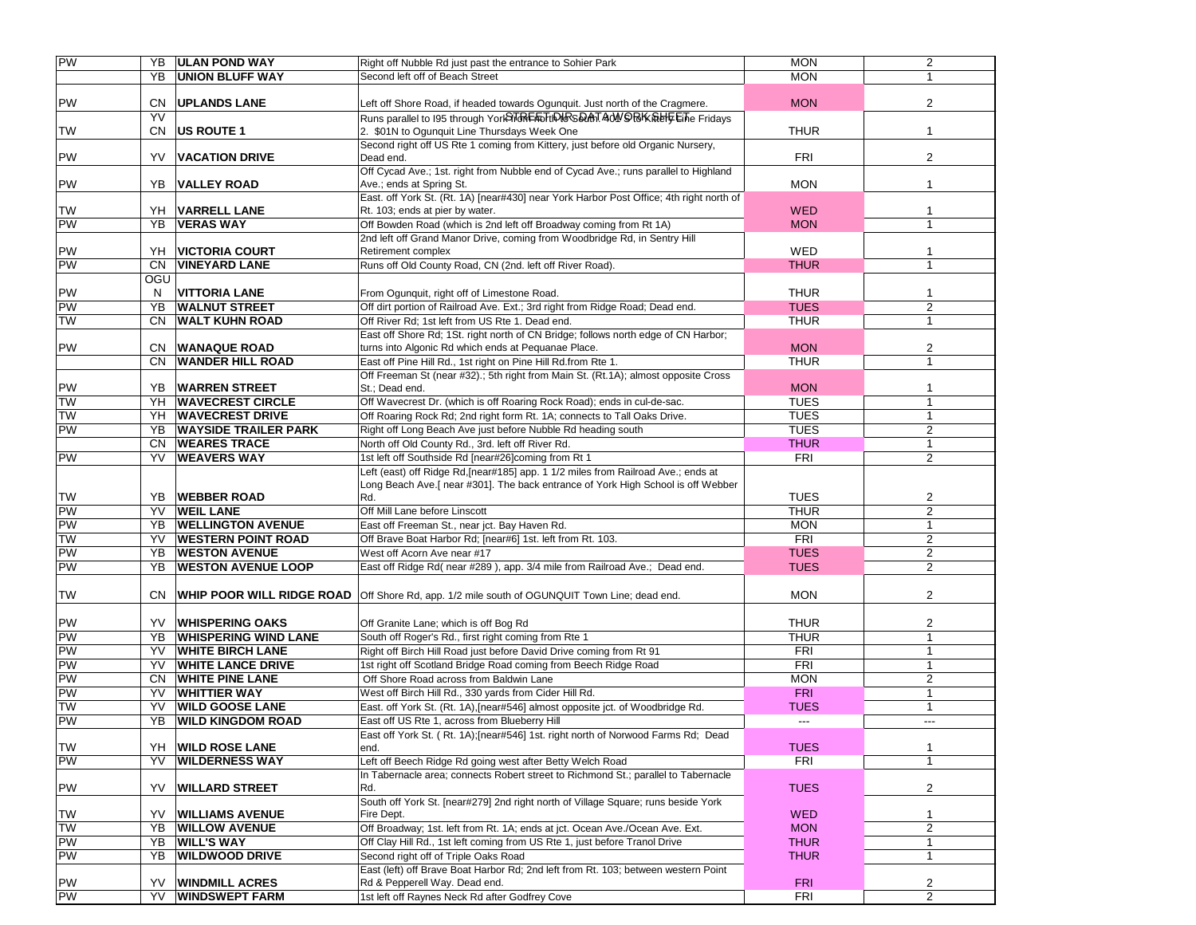| | | | | | |
|---|---|---|---|---|---|
| PW | YB | ULAN POND WAY | Right off Nubble Rd just past the entrance to Sohier Park | MON | 2 |
| | YB | UNION BLUFF WAY | Second left off of Beach Street | MON | 1 |
| PW | CN | UPLANDS LANE | Left off Shore Road, if headed towards Ogunquit. Just north of the Cragmere. | MON | 2 |
| TW | YV CN | US ROUTE 1 | Runs parallel to I95 through York from North to South. 401 S to Kittery Line Fridays 2. $01N to Ogunquit Line Thursdays Week One | THUR | 1 |
| PW | YV | VACATION DRIVE | Second right off US Rte 1 coming from Kittery, just before old Organic Nursery, Dead end. | FRI | 2 |
| PW | YB | VALLEY ROAD | Off Cycad Ave.; 1st. right from Nubble end of Cycad Ave.; runs parallel to Highland Ave.; ends at Spring St. | MON | 1 |
| TW | YH | VARRELL LANE | East. off York St. (Rt. 1A) [near#430] near York Harbor Post Office; 4th right north of Rt. 103; ends at pier by water. | WED | 1 |
| PW | YB | VERAS WAY | Off Bowden Road (which is 2nd left off Broadway coming from Rt 1A) | MON | 1 |
| PW | YH | VICTORIA COURT | 2nd left off Grand Manor Drive, coming from Woodbridge Rd, in Sentry Hill Retirement complex | WED | 1 |
| PW | CN | VINEYARD LANE | Runs off Old County Road, CN (2nd. left off River Road). | THUR | 1 |
| PW | OGUN | VITTORIA LANE | From Ogunquit, right off of Limestone Road. | THUR | 1 |
| PW | YB | WALNUT STREET | Off dirt portion of Railroad Ave. Ext.; 3rd right from Ridge Road; Dead end. | TUES | 2 |
| TW | CN | WALT KUHN ROAD | Off River Rd; 1st left from US Rte 1. Dead end. | THUR | 1 |
| PW | CN | WANAQUE ROAD | East of Shore Rd; 1St. right north of CN Bridge; follows north edge of CN Harbor; turns into Algonic Rd which ends at Pequanae Place. | MON | 2 |
| | CN | WANDER HILL ROAD | East off Pine Hill Rd., 1st right on Pine Hill Rd.from Rte 1. | THUR | 1 |
| PW | YB | WARREN STREET | Off Freeman St (near #32).; 5th right from Main St. (Rt.1A); almost opposite Cross St.; Dead end. | MON | 1 |
| TW | YH | WAVECREST CIRCLE | Off Wavecrest Dr. (which is off Roaring Rock Road); ends in cul-de-sac. | TUES | 1 |
| TW | YH | WAVECREST DRIVE | Off Roaring Rock Rd; 2nd right form Rt. 1A; connects to Tall Oaks Drive. | TUES | 1 |
| PW | YB | WAYSIDE TRAILER PARK | Right off Long Beach Ave just before Nubble Rd heading south | TUES | 2 |
| | CN | WEARES TRACE | North off Old County Rd., 3rd. left off River Rd. | THUR | 1 |
| PW | YV | WEAVERS WAY | 1st left off Southside Rd [near#26]coming from Rt 1 | FRI | 2 |
| TW | YB | WEBBER ROAD | Left (east) off Ridge Rd,[near#185] app. 1 1/2 miles from Railroad Ave.; ends at Long Beach Ave.[ near #301]. The back entrance of York High School is off Webber Rd. | TUES | 2 |
| PW | YV | WEIL LANE | Off Mill Lane before Linscott | THUR | 2 |
| PW | YB | WELLINGTON AVENUE | East off Freeman St., near jct. Bay Haven Rd. | MON | 1 |
| TW | YV | WESTERN POINT ROAD | Off Brave Boat Harbor Rd; [near#6] 1st. left from Rt. 103. | FRI | 2 |
| PW | YB | WESTON AVENUE | West off Acorn Ave near #17 | TUES | 2 |
| PW | YB | WESTON AVENUE LOOP | East off Ridge Rd( near #289 ), app. 3/4 mile from Railroad Ave.; Dead end. | TUES | 2 |
| TW | CN | WHIP POOR WILL RIDGE ROAD | Off Shore Rd, app. 1/2 mile south of OGUNQUIT Town Line; dead end. | MON | 2 |
| PW | YV | WHISPERING OAKS | Off Granite Lane; which is off Bog Rd | THUR | 2 |
| PW | YB | WHISPERING WIND LANE | South off Roger's Rd., first right coming from Rte 1 | THUR | 1 |
| PW | YV | WHITE BIRCH LANE | Right off Birch Hill Road just before David Drive coming from Rt 91 | FRI | 1 |
| PW | YV | WHITE LANCE DRIVE | 1st right off Scotland Bridge Road coming from Beech Ridge Road | FRI | 1 |
| PW | CN | WHITE PINE LANE | Off Shore Road across from Baldwin Lane | MON | 2 |
| PW | YV | WHITTIER WAY | West off Birch Hill Rd., 330 yards from Cider Hill Rd. | FRI | 1 |
| TW | YV | WILD GOOSE LANE | East. off York St. (Rt. 1A),[near#546] almost opposite jct. of Woodbridge Rd. | TUES | 1 |
| PW | YB | WILD KINGDOM ROAD | East off US Rte 1, across from Blueberry Hill | --- | --- |
| TW | YH | WILD ROSE LANE | East off York St. ( Rt. 1A);[near#546] 1st. right north of Norwood Farms Rd; Dead end. | TUES | 1 |
| PW | YV | WILDERNESS WAY | Left off Beech Ridge Rd going west after Betty Welch Road | FRI | 1 |
| PW | YV | WILLARD STREET | In Tabernacle area; connects Robert street to Richmond St.; parallel to Tabernacle Rd. | TUES | 2 |
| TW | YV | WILLIAMS AVENUE | South of York St. [near#279] 2nd right north of Village Square; runs beside York Fire Dept. | WED | 1 |
| TW | YB | WILLOW AVENUE | Off Broadway; 1st. left from Rt. 1A; ends at jct. Ocean Ave./Ocean Ave. Ext. | MON | 2 |
| PW | YB | WILL'S WAY | Off Clay Hill Rd., 1st left coming from US Rte 1, just before Tranol Drive | THUR | 1 |
| PW | YB | WILDWOOD DRIVE | Second right off of Triple Oaks Road | THUR | 1 |
| PW | YV | WINDMILL ACRES | East (left) off Brave Boat Harbor Rd; 2nd left from Rt. 103; between western Point Rd & Pepperell Way. Dead end. | FRI | 2 |
| PW | YV | WINDSWEPT FARM | 1st left off Raynes Neck Rd after Godfrey Cove | FRI | 2 |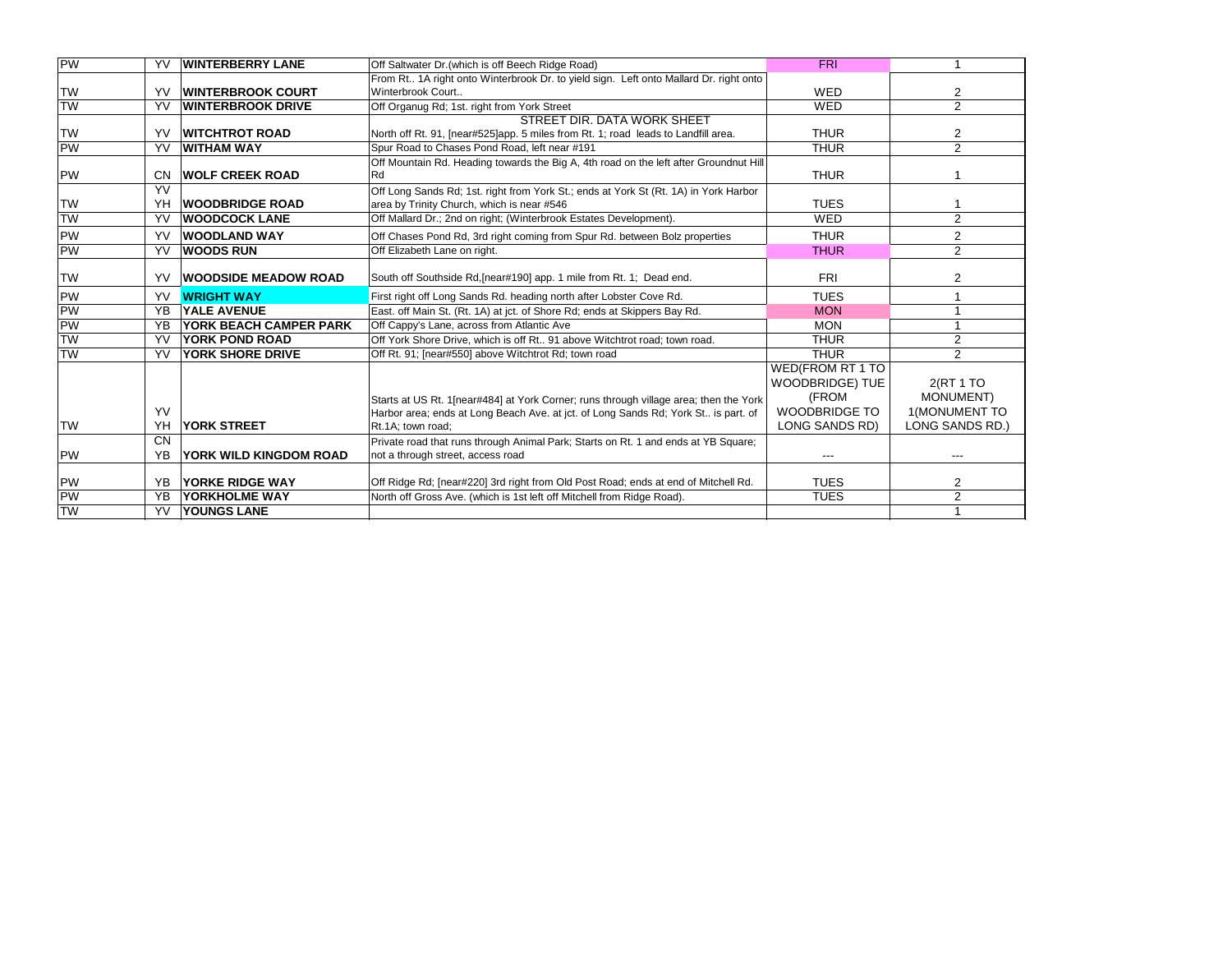| | | | | | |
|---|---|---|---|---|---|
| PW | YV | **WINTERBERRY LANE** | Off Saltwater Dr.(which is off Beech Ridge Road) | FRI | 1 |
| TW | YV | **WINTERBROOK COURT** | From Rt.. 1A right onto Winterbrook Dr. to yield sign. Left onto Mallard Dr. right onto Winterbrook Court.. | WED | 2 |
| TW | YV | **WINTERBROOK DRIVE** | Off Organug Rd; 1st. right from York Street | WED | 2 |
| TW | YV | **WITCHTROT ROAD** | STREET DIR. DATA WORK SHEET North off Rt. 91, [near#525]app. 5 miles from Rt. 1; road leads to Landfill area. | THUR | 2 |
| PW | YV | **WITHAM WAY** | Spur Road to Chases Pond Road, left near #191 | THUR | 2 |
| PW | CN | **WOLF CREEK ROAD** | Off Mountain Rd. Heading towards the Big A, 4th road on the left after Groundnut Hill Rd | THUR | 1 |
| TW | YV YH | **WOODBRIDGE ROAD** | Off Long Sands Rd; 1st. right from York St.; ends at York St (Rt. 1A) in York Harbor area by Trinity Church, which is near #546 | TUES | 1 |
| TW | YV | **WOODCOCK LANE** | Off Mallard Dr.; 2nd on right; (Winterbrook Estates Development). | WED | 2 |
| PW | YV | **WOODLAND WAY** | Off Chases Pond Rd, 3rd right coming from Spur Rd. between Bolz properties | THUR | 2 |
| PW | YV | **WOODS RUN** | Off Elizabeth Lane on right. | THUR | 2 |
| TW | YV | **WOODSIDE MEADOW ROAD** | South off Southside Rd,[near#190] app. 1 mile from Rt. 1; Dead end. | FRI | 2 |
| PW | YV | **WRIGHT WAY** | First right off Long Sands Rd. heading north after Lobster Cove Rd. | TUES | 1 |
| PW | YB | **YALE AVENUE** | East. off Main St. (Rt. 1A) at jct. of Shore Rd; ends at Skippers Bay Rd. | MON | 1 |
| PW | YB | **YORK BEACH CAMPER PARK** | Off Cappy's Lane, across from Atlantic Ave | MON | 1 |
| TW | YV | **YORK POND ROAD** | Off York Shore Drive, which is off Rt.. 91 above Witchtrot road; town road. | THUR | 2 |
| TW | YV | **YORK SHORE DRIVE** | Off Rt. 91; [near#550] above Witchtrot Rd; town road | THUR | 2 |
| TW | YV YH | **YORK STREET** | Starts at US Rt. 1[near#484] at York Corner; runs through village area; then the York Harbor area; ends at Long Beach Ave. at jct. of Long Sands Rd; York St.. is part of Rt.1A; town road; | WED(FROM RT 1 TO WOODBRIDGE) TUE (FROM WOODBRIDGE TO LONG SANDS RD) | 2(RT 1 TO MONUMENT) 1(MONUMENT TO LONG SANDS RD.) |
| PW | CN YB | **YORK WILD KINGDOM ROAD** | Private road that runs through Animal Park; Starts on Rt. 1 and ends at YB Square; not a through street, access road | --- | --- |
| PW | YB | **YORKE RIDGE WAY** | Off Ridge Rd; [near#220] 3rd right from Old Post Road; ends at end of Mitchell Rd. | TUES | 2 |
| PW | YB | **YORKHOLME WAY** | North off Gross Ave. (which is 1st left off Mitchell from Ridge Road). | TUES | 2 |
| TW | YV | **YOUNGS LANE** | | | 1 |